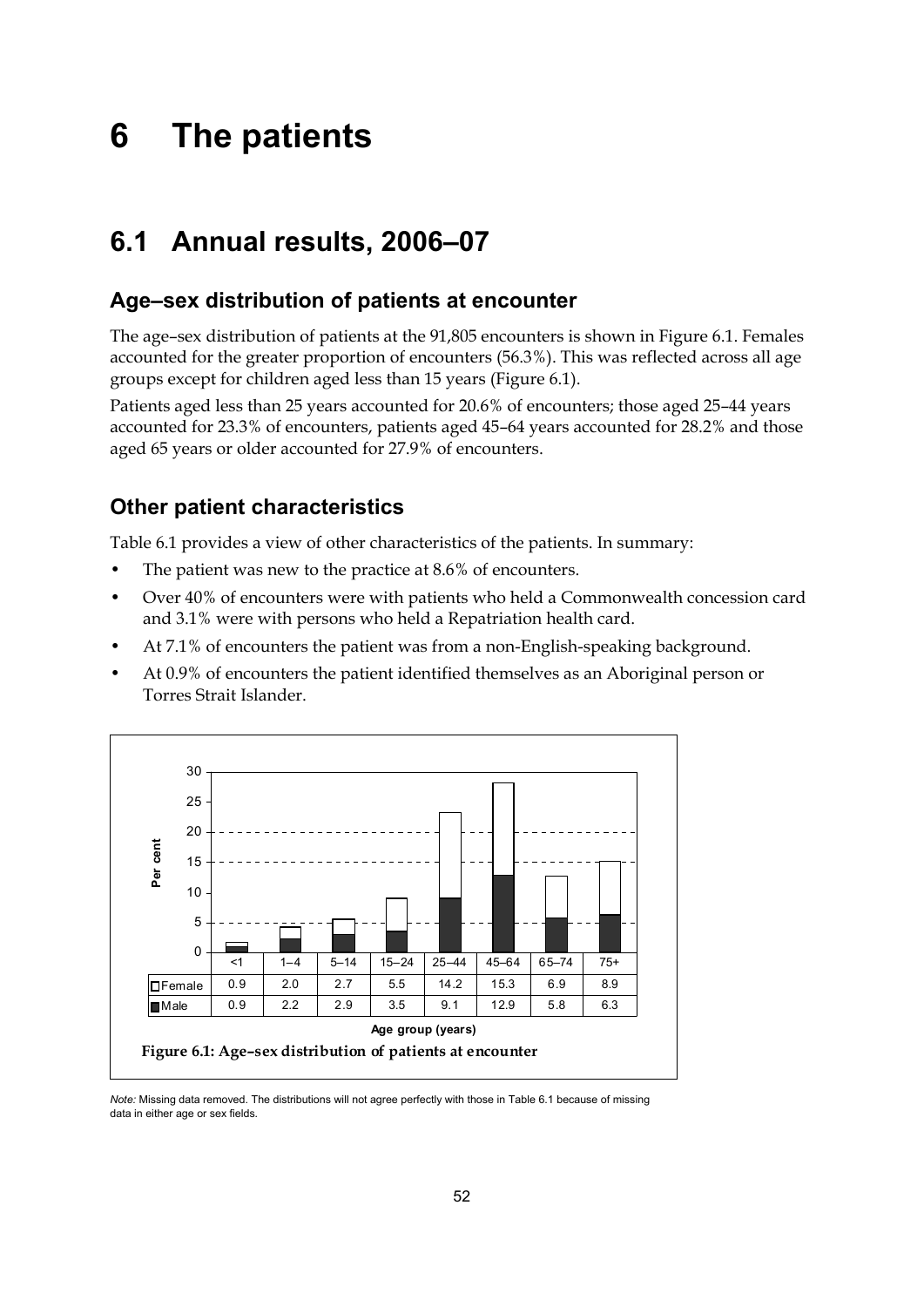# 6 The patients

## 6.1 Annual results, 2006–07

### Age–sex distribution of patients at encounter

The age–sex distribution of patients at the 91,805 encounters is shown in Figure 6.1. Females accounted for the greater proportion of encounters (56.3%). This was reflected across all age groups except for children aged less than 15 years (Figure 6.1).

Patients aged less than 25 years accounted for 20.6% of encounters; those aged 25–44 years accounted for 23.3% of encounters, patients aged 45–64 years accounted for 28.2% and those aged 65 years or older accounted for 27.9% of encounters.

### Other patient characteristics

Table 6.1 provides a view of other characteristics of the patients. In summary:

- The patient was new to the practice at 8.6% of encounters.
- Over 40% of encounters were with patients who held a Commonwealth concession card and 3.1% were with persons who held a Repatriation health card.
- At 7.1% of encounters the patient was from a non-English-speaking background.
- At 0.9% of encounters the patient identified themselves as an Aboriginal person or Torres Strait Islander.

| Age group (years) | <1 | 1–4 | 5–14 | 15–24 | 25–44 | 45–64 | 65–74 | 75+ |
|---|---|---|---|---|---|---|---|---|
| Female | 0.9 | 2.0 | 2.7 | 5.5 | 14.2 | 15.3 | 6.9 | 8.9 |
| Male | 0.9 | 2.2 | 2.9 | 3.5 | 9.1 | 12.9 | 5.8 | 6.3 |

**Figure 6.1: Age–sex distribution of patients at encounter**

*Note:* Missing data removed. The distributions will not agree perfectly with those in Table 6.1 because of missing data in either age or sex fields.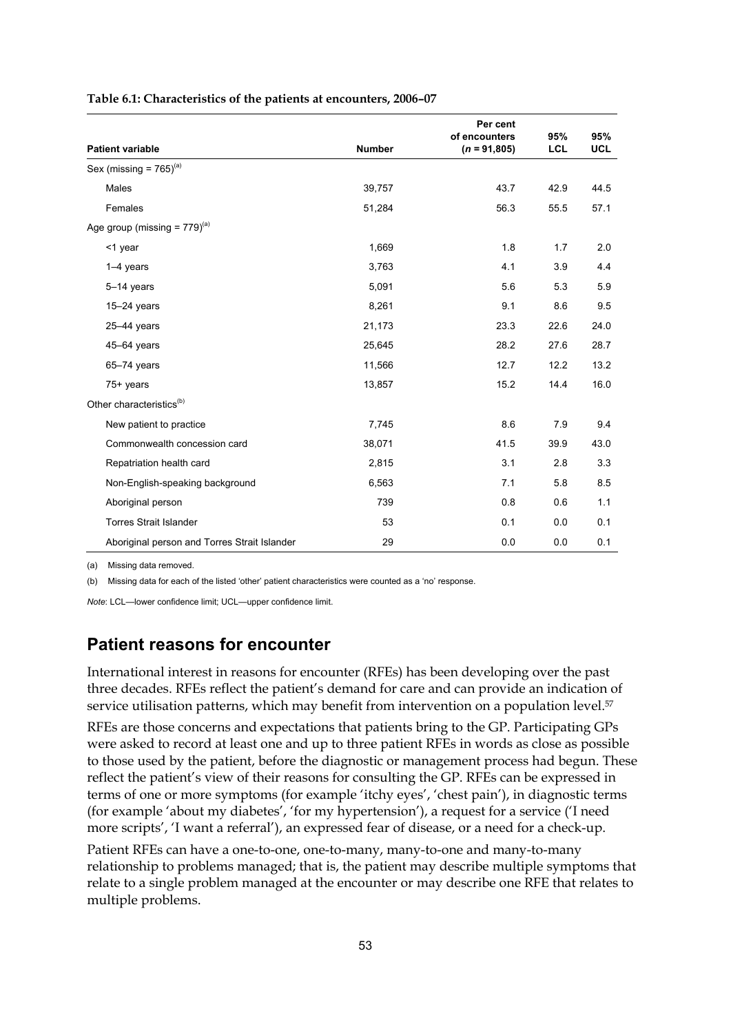**Table 6.1: Characteristics of the patients at encounters, 2006–07**

| Patient variable | Number | Per cent of encounters (*n* = 91,805) | 95% LCL | 95% UCL |
|---|---|---|---|---|
| Sex (missing = 765)[(a)] | | | | |
| Males | 39,757 | 43.7 | 42.9 | 44.5 |
| Females | 51,284 | 56.3 | 55.5 | 57.1 |
| Age group (missing = 779)[(a)] | | | | |
| <1 year | 1,669 | 1.8 | 1.7 | 2.0 |
| 1–4 years | 3,763 | 4.1 | 3.9 | 4.4 |
| 5–14 years | 5,091 | 5.6 | 5.3 | 5.9 |
| 15–24 years | 8,261 | 9.1 | 8.6 | 9.5 |
| 25–44 years | 21,173 | 23.3 | 22.6 | 24.0 |
| 45–64 years | 25,645 | 28.2 | 27.6 | 28.7 |
| 65–74 years | 11,566 | 12.7 | 12.2 | 13.2 |
| 75+ years | 13,857 | 15.2 | 14.4 | 16.0 |
| Other characteristics[(b)] | | | | |
| New patient to practice | 7,745 | 8.6 | 7.9 | 9.4 |
| Commonwealth concession card | 38,071 | 41.5 | 39.9 | 43.0 |
| Repatriation health card | 2,815 | 3.1 | 2.8 | 3.3 |
| Non-English-speaking background | 6,563 | 7.1 | 5.8 | 8.5 |
| Aboriginal person | 739 | 0.8 | 0.6 | 1.1 |
| Torres Strait Islander | 53 | 0.1 | 0.0 | 0.1 |
| Aboriginal person and Torres Strait Islander | 29 | 0.0 | 0.0 | 0.1 |

(a) Missing data removed.

(b) Missing data for each of the listed 'other' patient characteristics were counted as a 'no' response.

*Note*: LCL—lower confidence limit; UCL—upper confidence limit.

## Patient reasons for encounter

International interest in reasons for encounter (RFEs) has been developing over the past three decades. RFEs reflect the patient's demand for care and can provide an indication of service utilisation patterns, which may benefit from intervention on a population level.[57]

RFEs are those concerns and expectations that patients bring to the GP. Participating GPs were asked to record at least one and up to three patient RFEs in words as close as possible to those used by the patient, before the diagnostic or management process had begun. These reflect the patient's view of their reasons for consulting the GP. RFEs can be expressed in terms of one or more symptoms (for example 'itchy eyes', 'chest pain'), in diagnostic terms (for example 'about my diabetes', 'for my hypertension'), a request for a service ('I need more scripts', 'I want a referral'), an expressed fear of disease, or a need for a check-up.

Patient RFEs can have a one-to-one, one-to-many, many-to-one and many-to-many relationship to problems managed; that is, the patient may describe multiple symptoms that relate to a single problem managed at the encounter or may describe one RFE that relates to multiple problems.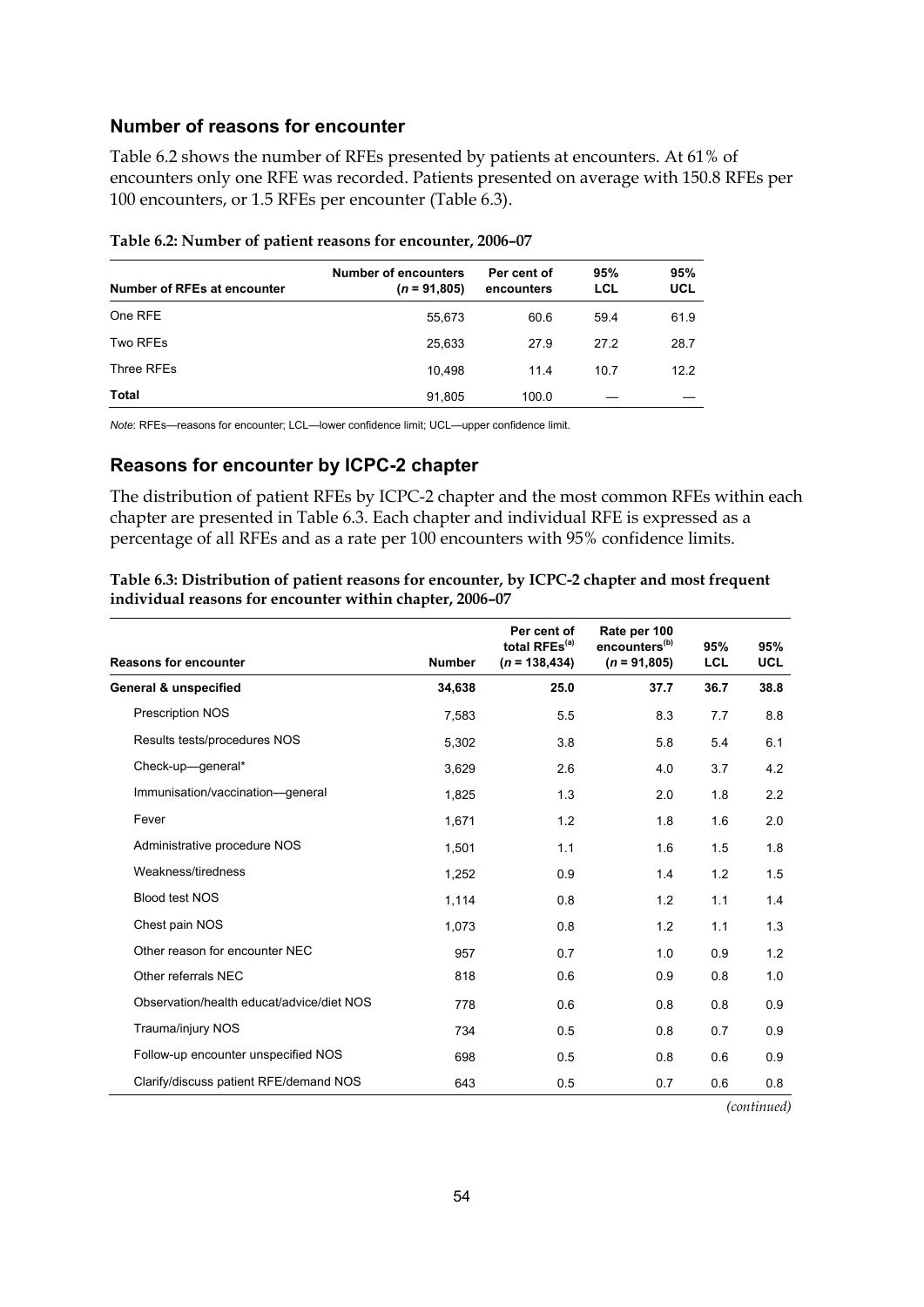## Number of reasons for encounter

Table 6.2 shows the number of RFEs presented by patients at encounters. At 61% of encounters only one RFE was recorded. Patients presented on average with 150.8 RFEs per 100 encounters, or 1.5 RFEs per encounter (Table 6.3).

**Table 6.2: Number of patient reasons for encounter, 2006–07**

| Number of RFEs at encounter | Number of encounters (*n* = 91,805) | Per cent of encounters | 95% LCL | 95% UCL |
|---|---|---|---|---|
| One RFE | 55,673 | 60.6 | 59.4 | 61.9 |
| Two RFEs | 25,633 | 27.9 | 27.2 | 28.7 |
| Three RFEs | 10,498 | 11.4 | 10.7 | 12.2 |
| **Total** | 91,805 | 100.0 | — | — |

*Note:* RFEs—reasons for encounter; LCL—lower confidence limit; UCL—upper confidence limit.

## Reasons for encounter by ICPC-2 chapter

The distribution of patient RFEs by ICPC-2 chapter and the most common RFEs within each chapter are presented in Table 6.3. Each chapter and individual RFE is expressed as a percentage of all RFEs and as a rate per 100 encounters with 95% confidence limits.

**Table 6.3: Distribution of patient reasons for encounter, by ICPC-2 chapter and most frequent individual reasons for encounter within chapter, 2006–07**

| Reasons for encounter | Number | Per cent of total RFEs[(a)] (*n* = 138,434) | Rate per 100 encounters[(b)] (*n* = 91,805) | 95% LCL | 95% UCL |
|---|---|---|---|---|---|
| **General & unspecified** | **34,638** | **25.0** | **37.7** | **36.7** | **38.8** |
| Prescription NOS | 7,583 | 5.5 | 8.3 | 7.7 | 8.8 |
| Results tests/procedures NOS | 5,302 | 3.8 | 5.8 | 5.4 | 6.1 |
| Check-up—general* | 3,629 | 2.6 | 4.0 | 3.7 | 4.2 |
| Immunisation/vaccination—general | 1,825 | 1.3 | 2.0 | 1.8 | 2.2 |
| Fever | 1,671 | 1.2 | 1.8 | 1.6 | 2.0 |
| Administrative procedure NOS | 1,501 | 1.1 | 1.6 | 1.5 | 1.8 |
| Weakness/tiredness | 1,252 | 0.9 | 1.4 | 1.2 | 1.5 |
| Blood test NOS | 1,114 | 0.8 | 1.2 | 1.1 | 1.4 |
| Chest pain NOS | 1,073 | 0.8 | 1.2 | 1.1 | 1.3 |
| Other reason for encounter NEC | 957 | 0.7 | 1.0 | 0.9 | 1.2 |
| Other referrals NEC | 818 | 0.6 | 0.9 | 0.8 | 1.0 |
| Observation/health educat/advice/diet NOS | 778 | 0.6 | 0.8 | 0.8 | 0.9 |
| Trauma/injury NOS | 734 | 0.5 | 0.8 | 0.7 | 0.9 |
| Follow-up encounter unspecified NOS | 698 | 0.5 | 0.8 | 0.6 | 0.9 |
| Clarify/discuss patient RFE/demand NOS | 643 | 0.5 | 0.7 | 0.6 | 0.8 |

*(continued)*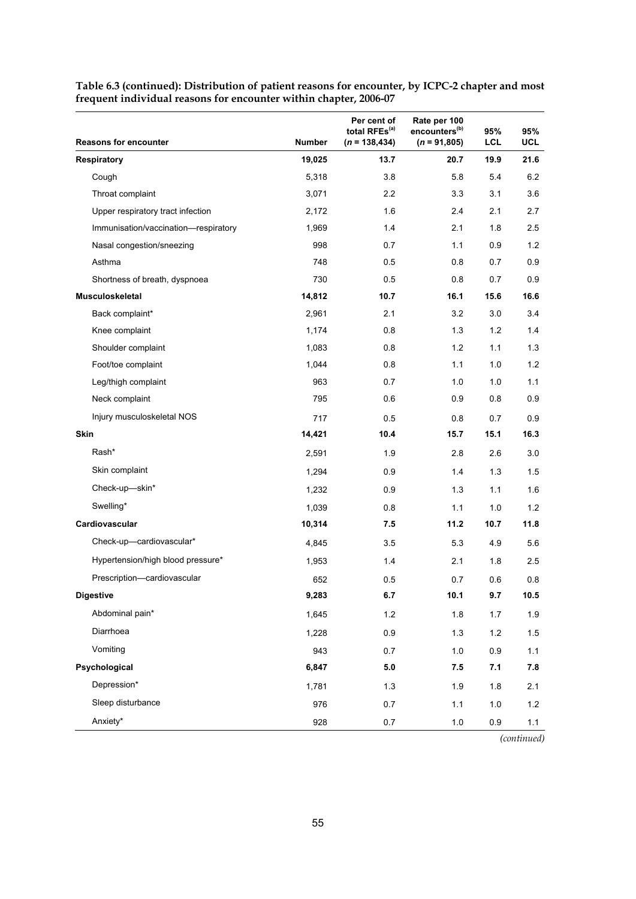**Table 6.3 (continued): Distribution of patient reasons for encounter, by ICPC-2 chapter and most frequent individual reasons for encounter within chapter, 2006-07**

| Reasons for encounter | Number | Per cent of total RFEs[(a)] ($n$ = 138,434) | Rate per 100 encounters[(b)] ($n$ = 91,805) | 95% LCL | 95% UCL |
|---|---|---|---|---|---|
| **Respiratory** | **19,025** | **13.7** | **20.7** | **19.9** | **21.6** |
| Cough | 5,318 | 3.8 | 5.8 | 5.4 | 6.2 |
| Throat complaint | 3,071 | 2.2 | 3.3 | 3.1 | 3.6 |
| Upper respiratory tract infection | 2,172 | 1.6 | 2.4 | 2.1 | 2.7 |
| Immunisation/vaccination—respiratory | 1,969 | 1.4 | 2.1 | 1.8 | 2.5 |
| Nasal congestion/sneezing | 998 | 0.7 | 1.1 | 0.9 | 1.2 |
| Asthma | 748 | 0.5 | 0.8 | 0.7 | 0.9 |
| Shortness of breath, dyspnoea | 730 | 0.5 | 0.8 | 0.7 | 0.9 |
| **Musculoskeletal** | **14,812** | **10.7** | **16.1** | **15.6** | **16.6** |
| Back complaint* | 2,961 | 2.1 | 3.2 | 3.0 | 3.4 |
| Knee complaint | 1,174 | 0.8 | 1.3 | 1.2 | 1.4 |
| Shoulder complaint | 1,083 | 0.8 | 1.2 | 1.1 | 1.3 |
| Foot/toe complaint | 1,044 | 0.8 | 1.1 | 1.0 | 1.2 |
| Leg/thigh complaint | 963 | 0.7 | 1.0 | 1.0 | 1.1 |
| Neck complaint | 795 | 0.6 | 0.9 | 0.8 | 0.9 |
| Injury musculoskeletal NOS | 717 | 0.5 | 0.8 | 0.7 | 0.9 |
| **Skin** | **14,421** | **10.4** | **15.7** | **15.1** | **16.3** |
| Rash* | 2,591 | 1.9 | 2.8 | 2.6 | 3.0 |
| Skin complaint | 1,294 | 0.9 | 1.4 | 1.3 | 1.5 |
| Check-up—skin* | 1,232 | 0.9 | 1.3 | 1.1 | 1.6 |
| Swelling* | 1,039 | 0.8 | 1.1 | 1.0 | 1.2 |
| **Cardiovascular** | **10,314** | **7.5** | **11.2** | **10.7** | **11.8** |
| Check-up—cardiovascular* | 4,845 | 3.5 | 5.3 | 4.9 | 5.6 |
| Hypertension/high blood pressure* | 1,953 | 1.4 | 2.1 | 1.8 | 2.5 |
| Prescription—cardiovascular | 652 | 0.5 | 0.7 | 0.6 | 0.8 |
| **Digestive** | **9,283** | **6.7** | **10.1** | **9.7** | **10.5** |
| Abdominal pain* | 1,645 | 1.2 | 1.8 | 1.7 | 1.9 |
| Diarrhoea | 1,228 | 0.9 | 1.3 | 1.2 | 1.5 |
| Vomiting | 943 | 0.7 | 1.0 | 0.9 | 1.1 |
| **Psychological** | **6,847** | **5.0** | **7.5** | **7.1** | **7.8** |
| Depression* | 1,781 | 1.3 | 1.9 | 1.8 | 2.1 |
| Sleep disturbance | 976 | 0.7 | 1.1 | 1.0 | 1.2 |
| Anxiety* | 928 | 0.7 | 1.0 | 0.9 | 1.1 |

*(continued)*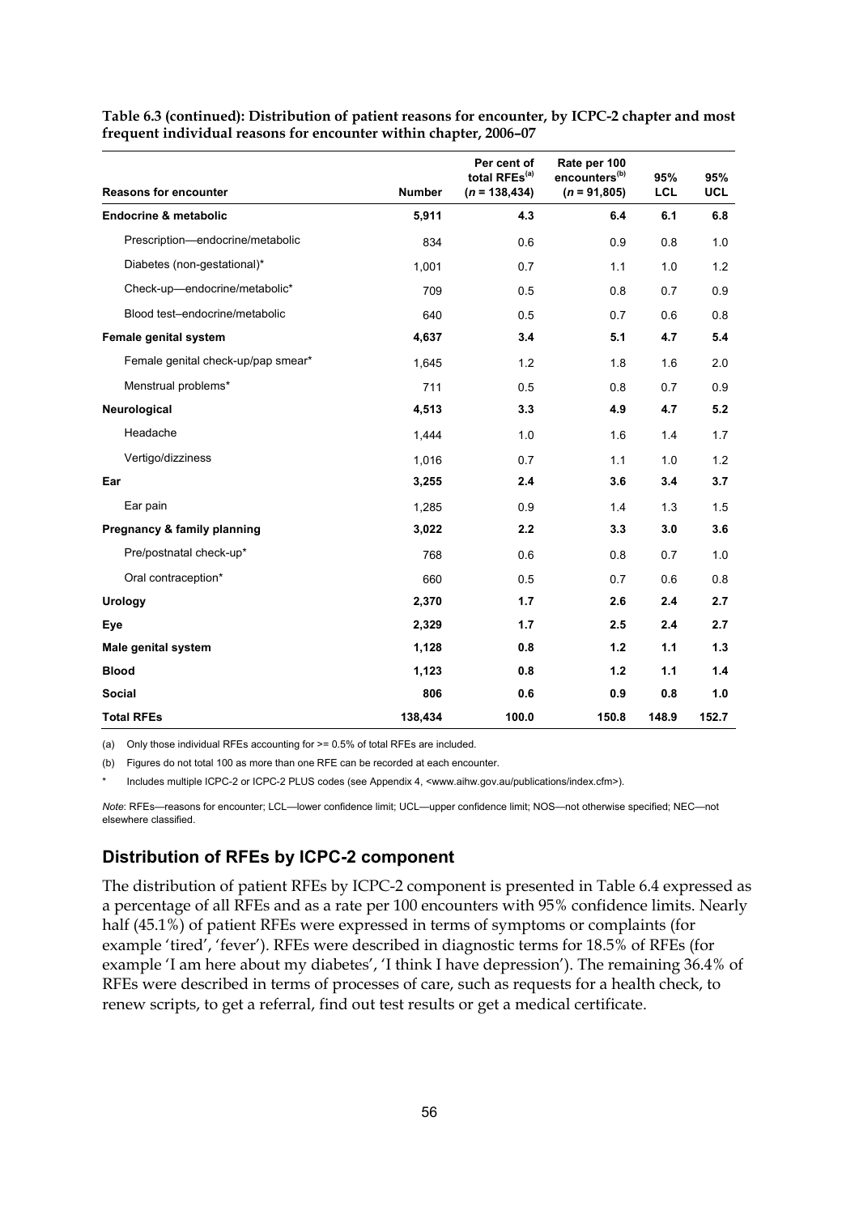**Table 6.3 (continued): Distribution of patient reasons for encounter, by ICPC-2 chapter and most frequent individual reasons for encounter within chapter, 2006–07**

| Reasons for encounter | Number | Per cent of total RFEs[(a)] (*n* = 138,434) | Rate per 100 encounters[(b)] (*n* = 91,805) | 95% LCL | 95% UCL |
|---|---|---|---|---|---|
| **Endocrine & metabolic** | **5,911** | **4.3** | **6.4** | **6.1** | **6.8** |
| Prescription—endocrine/metabolic | 834 | 0.6 | 0.9 | 0.8 | 1.0 |
| Diabetes (non-gestational)* | 1,001 | 0.7 | 1.1 | 1.0 | 1.2 |
| Check-up—endocrine/metabolic* | 709 | 0.5 | 0.8 | 0.7 | 0.9 |
| Blood test–endocrine/metabolic | 640 | 0.5 | 0.7 | 0.6 | 0.8 |
| **Female genital system** | **4,637** | **3.4** | **5.1** | **4.7** | **5.4** |
| Female genital check-up/pap smear* | 1,645 | 1.2 | 1.8 | 1.6 | 2.0 |
| Menstrual problems* | 711 | 0.5 | 0.8 | 0.7 | 0.9 |
| **Neurological** | **4,513** | **3.3** | **4.9** | **4.7** | **5.2** |
| Headache | 1,444 | 1.0 | 1.6 | 1.4 | 1.7 |
| Vertigo/dizziness | 1,016 | 0.7 | 1.1 | 1.0 | 1.2 |
| **Ear** | **3,255** | **2.4** | **3.6** | **3.4** | **3.7** |
| Ear pain | 1,285 | 0.9 | 1.4 | 1.3 | 1.5 |
| **Pregnancy & family planning** | **3,022** | **2.2** | **3.3** | **3.0** | **3.6** |
| Pre/postnatal check-up* | 768 | 0.6 | 0.8 | 0.7 | 1.0 |
| Oral contraception* | 660 | 0.5 | 0.7 | 0.6 | 0.8 |
| **Urology** | **2,370** | **1.7** | **2.6** | **2.4** | **2.7** |
| **Eye** | **2,329** | **1.7** | **2.5** | **2.4** | **2.7** |
| **Male genital system** | **1,128** | **0.8** | **1.2** | **1.1** | **1.3** |
| **Blood** | **1,123** | **0.8** | **1.2** | **1.1** | **1.4** |
| **Social** | **806** | **0.6** | **0.9** | **0.8** | **1.0** |
| **Total RFEs** | **138,434** | **100.0** | **150.8** | **148.9** | **152.7** |

(a) Only those individual RFEs accounting for >= 0.5% of total RFEs are included.

(b) Figures do not total 100 as more than one RFE can be recorded at each encounter.

\* Includes multiple ICPC-2 or ICPC-2 PLUS codes (see Appendix 4, <www.aihw.gov.au/publications/index.cfm>).

*Note*: RFEs—reasons for encounter; LCL—lower confidence limit; UCL—upper confidence limit; NOS—not otherwise specified; NEC—not elsewhere classified.

## Distribution of RFEs by ICPC-2 component

The distribution of patient RFEs by ICPC-2 component is presented in Table 6.4 expressed as a percentage of all RFEs and as a rate per 100 encounters with 95% confidence limits. Nearly half (45.1%) of patient RFEs were expressed in terms of symptoms or complaints (for example 'tired', 'fever'). RFEs were described in diagnostic terms for 18.5% of RFEs (for example 'I am here about my diabetes', 'I think I have depression'). The remaining 36.4% of RFEs were described in terms of processes of care, such as requests for a health check, to renew scripts, to get a referral, find out test results or get a medical certificate.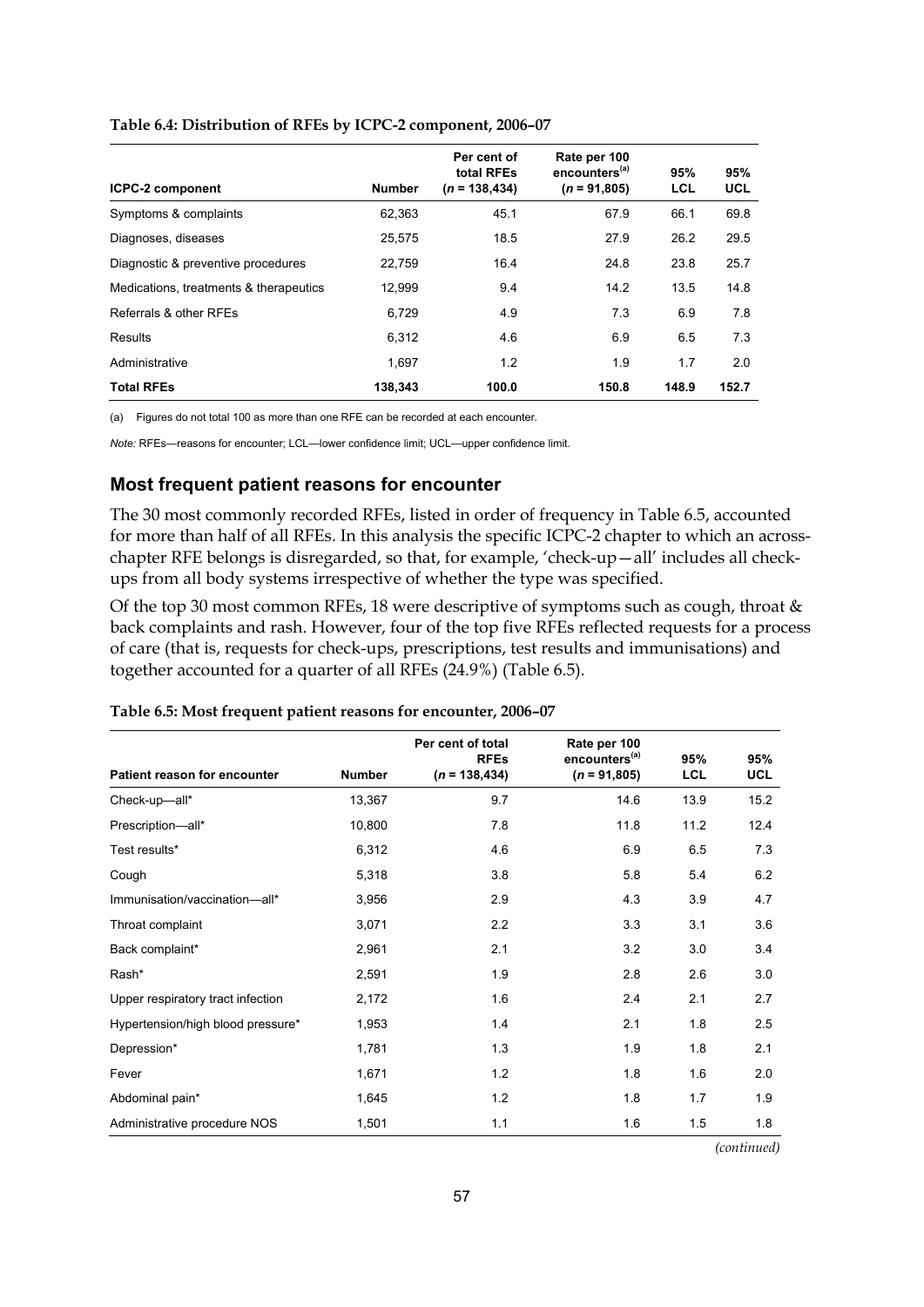**Table 6.4: Distribution of RFEs by ICPC-2 component, 2006–07**

| ICPC-2 component | Number | Per cent of total RFEs (*n* = 138,434) | Rate per 100 encounters[(a)] (*n* = 91,805) | 95% LCL | 95% UCL |
|---|---|---|---|---|---|
| Symptoms & complaints | 62,363 | 45.1 | 67.9 | 66.1 | 69.8 |
| Diagnoses, diseases | 25,575 | 18.5 | 27.9 | 26.2 | 29.5 |
| Diagnostic & preventive procedures | 22,759 | 16.4 | 24.8 | 23.8 | 25.7 |
| Medications, treatments & therapeutics | 12,999 | 9.4 | 14.2 | 13.5 | 14.8 |
| Referrals & other RFEs | 6,729 | 4.9 | 7.3 | 6.9 | 7.8 |
| Results | 6,312 | 4.6 | 6.9 | 6.5 | 7.3 |
| Administrative | 1,697 | 1.2 | 1.9 | 1.7 | 2.0 |
| **Total RFEs** | **138,343** | **100.0** | **150.8** | **148.9** | **152.7** |

(a) Figures do not total 100 as more than one RFE can be recorded at each encounter.

*Note:* RFEs—reasons for encounter; LCL—lower confidence limit; UCL—upper confidence limit.

## Most frequent patient reasons for encounter

The 30 most commonly recorded RFEs, listed in order of frequency in Table 6.5, accounted for more than half of all RFEs. In this analysis the specific ICPC-2 chapter to which an across-chapter RFE belongs is disregarded, so that, for example, 'check-up—all' includes all check-ups from all body systems irrespective of whether the type was specified.

Of the top 30 most common RFEs, 18 were descriptive of symptoms such as cough, throat & back complaints and rash. However, four of the top five RFEs reflected requests for a process of care (that is, requests for check-ups, prescriptions, test results and immunisations) and together accounted for a quarter of all RFEs (24.9%) (Table 6.5).

**Table 6.5: Most frequent patient reasons for encounter, 2006–07**

| Patient reason for encounter | Number | Per cent of total RFEs (*n* = 138,434) | Rate per 100 encounters[(a)] (*n* = 91,805) | 95% LCL | 95% UCL |
|---|---|---|---|---|---|
| Check-up—all* | 13,367 | 9.7 | 14.6 | 13.9 | 15.2 |
| Prescription—all* | 10,800 | 7.8 | 11.8 | 11.2 | 12.4 |
| Test results* | 6,312 | 4.6 | 6.9 | 6.5 | 7.3 |
| Cough | 5,318 | 3.8 | 5.8 | 5.4 | 6.2 |
| Immunisation/vaccination—all* | 3,956 | 2.9 | 4.3 | 3.9 | 4.7 |
| Throat complaint | 3,071 | 2.2 | 3.3 | 3.1 | 3.6 |
| Back complaint* | 2,961 | 2.1 | 3.2 | 3.0 | 3.4 |
| Rash* | 2,591 | 1.9 | 2.8 | 2.6 | 3.0 |
| Upper respiratory tract infection | 2,172 | 1.6 | 2.4 | 2.1 | 2.7 |
| Hypertension/high blood pressure* | 1,953 | 1.4 | 2.1 | 1.8 | 2.5 |
| Depression* | 1,781 | 1.3 | 1.9 | 1.8 | 2.1 |
| Fever | 1,671 | 1.2 | 1.8 | 1.6 | 2.0 |
| Abdominal pain* | 1,645 | 1.2 | 1.8 | 1.7 | 1.9 |
| Administrative procedure NOS | 1,501 | 1.1 | 1.6 | 1.5 | 1.8 |

*(continued)*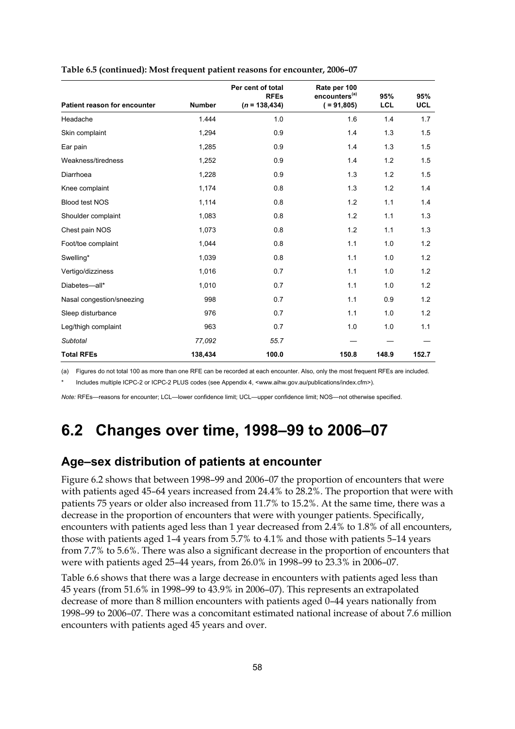**Table 6.5 (continued): Most frequent patient reasons for encounter, 2006–07**

| Patient reason for encounter | Number | Per cent of total RFEs (*n* = 138,434) | Rate per 100 encounters[(a)] ( = 91,805) | 95% LCL | 95% UCL |
|---|---|---|---|---|---|
| Headache | 1.444 | 1.0 | 1.6 | 1.4 | 1.7 |
| Skin complaint | 1,294 | 0.9 | 1.4 | 1.3 | 1.5 |
| Ear pain | 1,285 | 0.9 | 1.4 | 1.3 | 1.5 |
| Weakness/tiredness | 1,252 | 0.9 | 1.4 | 1.2 | 1.5 |
| Diarrhoea | 1,228 | 0.9 | 1.3 | 1.2 | 1.5 |
| Knee complaint | 1,174 | 0.8 | 1.3 | 1.2 | 1.4 |
| Blood test NOS | 1,114 | 0.8 | 1.2 | 1.1 | 1.4 |
| Shoulder complaint | 1,083 | 0.8 | 1.2 | 1.1 | 1.3 |
| Chest pain NOS | 1,073 | 0.8 | 1.2 | 1.1 | 1.3 |
| Foot/toe complaint | 1,044 | 0.8 | 1.1 | 1.0 | 1.2 |
| Swelling* | 1,039 | 0.8 | 1.1 | 1.0 | 1.2 |
| Vertigo/dizziness | 1,016 | 0.7 | 1.1 | 1.0 | 1.2 |
| Diabetes—all* | 1,010 | 0.7 | 1.1 | 1.0 | 1.2 |
| Nasal congestion/sneezing | 998 | 0.7 | 1.1 | 0.9 | 1.2 |
| Sleep disturbance | 976 | 0.7 | 1.1 | 1.0 | 1.2 |
| Leg/thigh complaint | 963 | 0.7 | 1.0 | 1.0 | 1.1 |
| *Subtotal* | *77,092* | *55.7* | — | — | — |
| **Total RFEs** | **138,434** | **100.0** | **150.8** | **148.9** | **152.7** |

(a) Figures do not total 100 as more than one RFE can be recorded at each encounter. Also, only the most frequent RFEs are included.

\* Includes multiple ICPC-2 or ICPC-2 PLUS codes (see Appendix 4, <www.aihw.gov.au/publications/index.cfm>).

*Note:* RFEs—reasons for encounter; LCL—lower confidence limit; UCL—upper confidence limit; NOS—not otherwise specified.

# 6.2 Changes over time, 1998–99 to 2006–07

## Age–sex distribution of patients at encounter

Figure 6.2 shows that between 1998–99 and 2006–07 the proportion of encounters that were with patients aged 45–64 years increased from 24.4% to 28.2%. The proportion that were with patients 75 years or older also increased from 11.7% to 15.2%. At the same time, there was a decrease in the proportion of encounters that were with younger patients. Specifically, encounters with patients aged less than 1 year decreased from 2.4% to 1.8% of all encounters, those with patients aged 1–4 years from 5.7% to 4.1% and those with patients 5–14 years from 7.7% to 5.6%. There was also a significant decrease in the proportion of encounters that were with patients aged 25–44 years, from 26.0% in 1998–99 to 23.3% in 2006–07.

Table 6.6 shows that there was a large decrease in encounters with patients aged less than 45 years (from 51.6% in 1998–99 to 43.9% in 2006–07). This represents an extrapolated decrease of more than 8 million encounters with patients aged 0–44 years nationally from 1998–99 to 2006–07. There was a concomitant estimated national increase of about 7.6 million encounters with patients aged 45 years and over.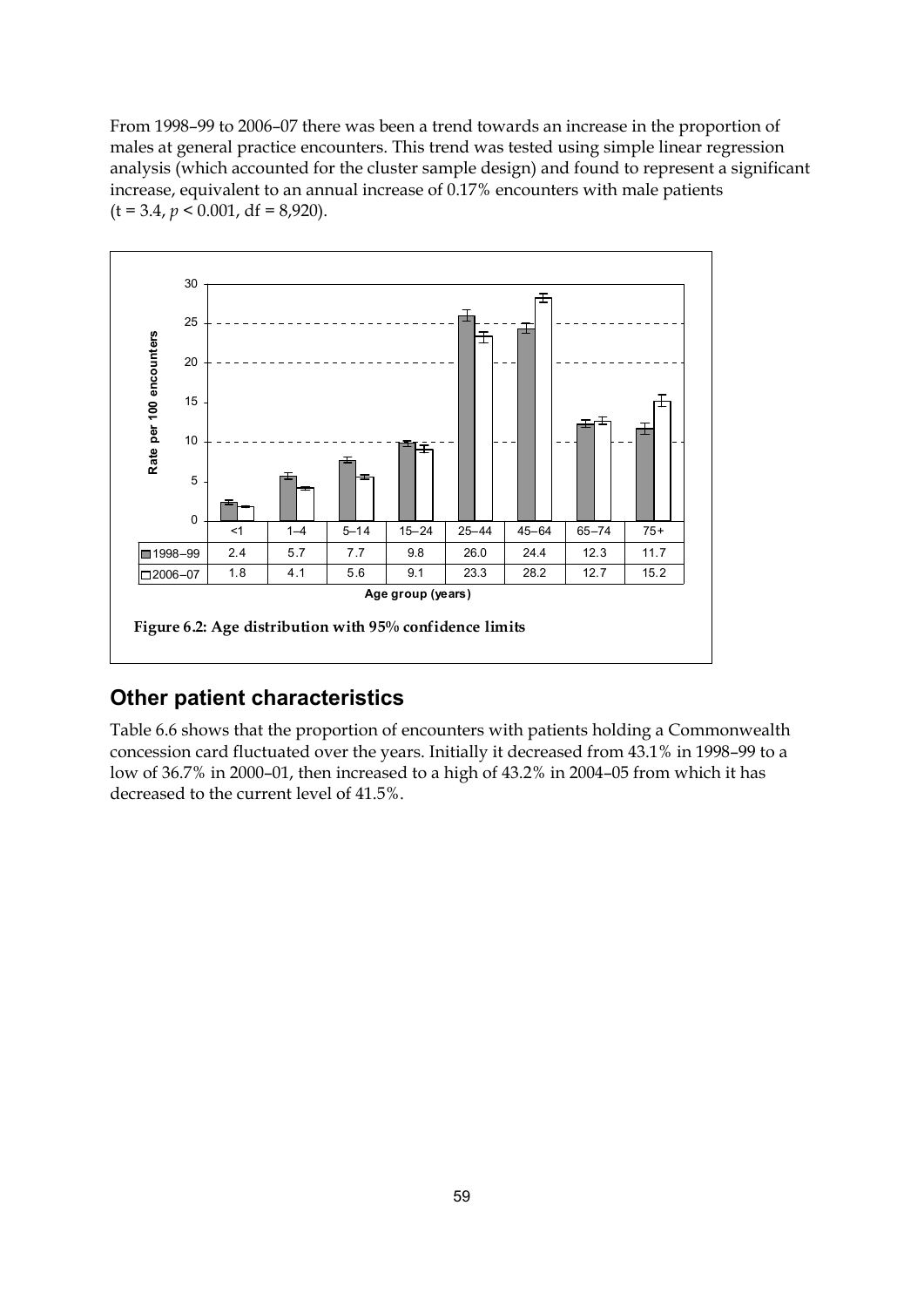From 1998–99 to 2006–07 there was been a trend towards an increase in the proportion of males at general practice encounters. This trend was tested using simple linear regression analysis (which accounted for the cluster sample design) and found to represent a significant increase, equivalent to an annual increase of 0.17% encounters with male patients ($t = 3.4$, $p < 0.001$, $df = 8,920$).

| Age group (years) | <1 | 1–4 | 5–14 | 15–24 | 25–44 | 45–64 | 65–74 | 75+ |
|---|---|---|---|---|---|---|---|---|
| 1998–99 | 2.4 | 5.7 | 7.7 | 9.8 | 26.0 | 24.4 | 12.3 | 11.7 |
| 2006–07 | 1.8 | 4.1 | 5.6 | 9.1 | 23.3 | 28.2 | 12.7 | 15.2 |

**Figure 6.2: Age distribution with 95% confidence limits**

## Other patient characteristics

Table 6.6 shows that the proportion of encounters with patients holding a Commonwealth concession card fluctuated over the years. Initially it decreased from 43.1% in 1998–99 to a low of 36.7% in 2000–01, then increased to a high of 43.2% in 2004–05 from which it has decreased to the current level of 41.5%.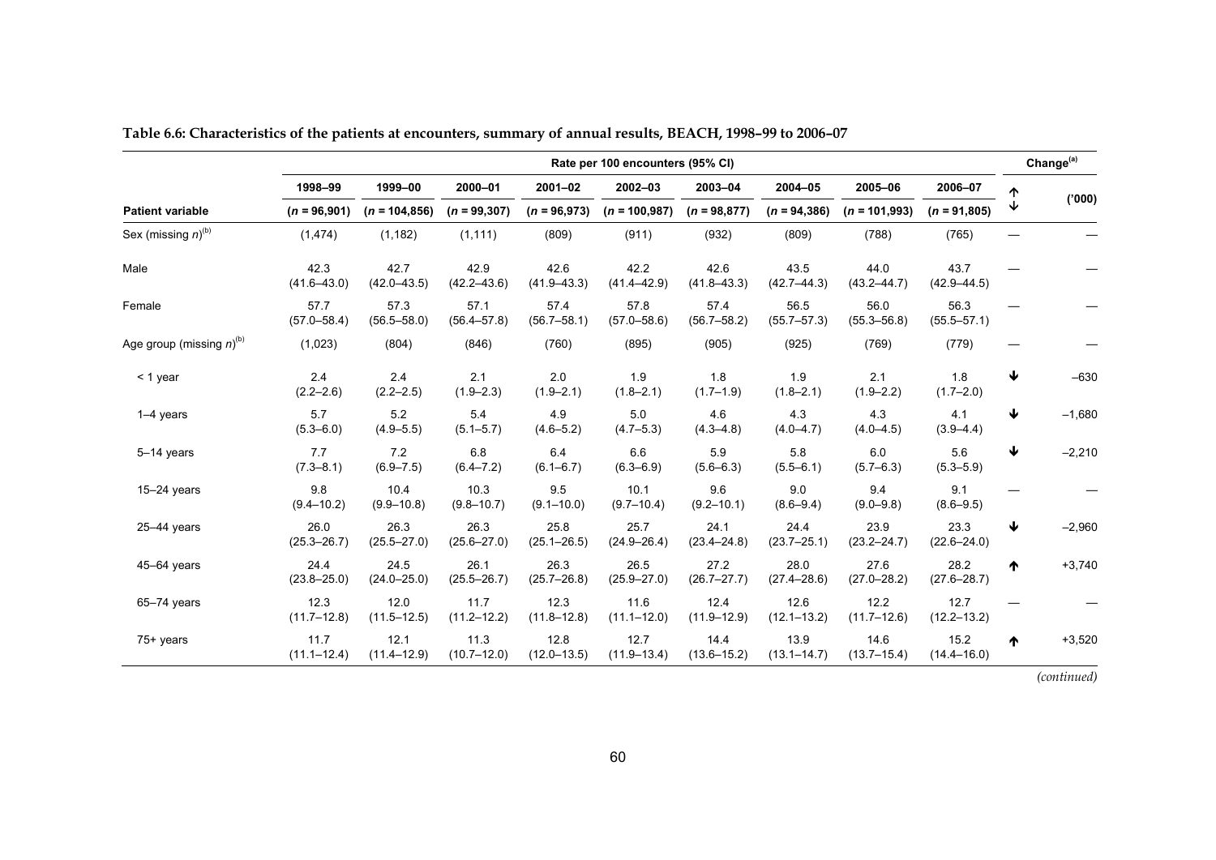**Table 6.6: Characteristics of the patients at encounters, summary of annual results, BEACH, 1998–99 to 2006–07**

| | Rate per 100 encounters (95% CI) | | | | | | | | | Change[(a)] | |
|---|---|---|---|---|---|---|---|---|---|---|---|
| | 1998–99 | 1999–00 | 2000–01 | 2001–02 | 2002–03 | 2003–04 | 2004–05 | 2005–06 | 2006–07 | ↑ ↓ | ('000) |
| **Patient variable** | ($n$ = 96,901) | ($n$ = 104,856) | ($n$ = 99,307) | ($n$ = 96,973) | ($n$ = 100,987) | ($n$ = 98,877) | ($n$ = 94,386) | ($n$ = 101,993) | ($n$ = 91,805) | | |
| Sex (missing $n$)[(b)] | (1,474) | (1,182) | (1,111) | (809) | (911) | (932) | (809) | (788) | (765) | — | — |
| Male | 42.3 (41.6–43.0) | 42.7 (42.0–43.5) | 42.9 (42.2–43.6) | 42.6 (41.9–43.3) | 42.2 (41.4–42.9) | 42.6 (41.8–43.3) | 43.5 (42.7–44.3) | 44.0 (43.2–44.7) | 43.7 (42.9–44.5) | — | — |
| Female | 57.7 (57.0–58.4) | 57.3 (56.5–58.0) | 57.1 (56.4–57.8) | 57.4 (56.7–58.1) | 57.8 (57.0–58.6) | 57.4 (56.7–58.2) | 56.5 (55.7–57.3) | 56.0 (55.3–56.8) | 56.3 (55.5–57.1) | — | — |
| Age group (missing $n$)[(b)] | (1,023) | (804) | (846) | (760) | (895) | (905) | (925) | (769) | (779) | — | — |
| < 1 year | 2.4 (2.2–2.6) | 2.4 (2.2–2.5) | 2.1 (1.9–2.3) | 2.0 (1.9–2.1) | 1.9 (1.8–2.1) | 1.8 (1.7–1.9) | 1.9 (1.8–2.1) | 2.1 (1.9–2.2) | 1.8 (1.7–2.0) | ↓ | –630 |
| 1–4 years | 5.7 (5.3–6.0) | 5.2 (4.9–5.5) | 5.4 (5.1–5.7) | 4.9 (4.6–5.2) | 5.0 (4.7–5.3) | 4.6 (4.3–4.8) | 4.3 (4.0–4.7) | 4.3 (4.0–4.5) | 4.1 (3.9–4.4) | ↓ | –1,680 |
| 5–14 years | 7.7 (7.3–8.1) | 7.2 (6.9–7.5) | 6.8 (6.4–7.2) | 6.4 (6.1–6.7) | 6.6 (6.3–6.9) | 5.9 (5.6–6.3) | 5.8 (5.5–6.1) | 6.0 (5.7–6.3) | 5.6 (5.3–5.9) | ↓ | –2,210 |
| 15–24 years | 9.8 (9.4–10.2) | 10.4 (9.9–10.8) | 10.3 (9.8–10.7) | 9.5 (9.1–10.0) | 10.1 (9.7–10.4) | 9.6 (9.2–10.1) | 9.0 (8.6–9.4) | 9.4 (9.0–9.8) | 9.1 (8.6–9.5) | — | — |
| 25–44 years | 26.0 (25.3–26.7) | 26.3 (25.5–27.0) | 26.3 (25.6–27.0) | 25.8 (25.1–26.5) | 25.7 (24.9–26.4) | 24.1 (23.4–24.8) | 24.4 (23.7–25.1) | 23.9 (23.2–24.7) | 23.3 (22.6–24.0) | ↓ | –2,960 |
| 45–64 years | 24.4 (23.8–25.0) | 24.5 (24.0–25.0) | 26.1 (25.5–26.7) | 26.3 (25.7–26.8) | 26.5 (25.9–27.0) | 27.2 (26.7–27.7) | 28.0 (27.4–28.6) | 27.6 (27.0–28.2) | 28.2 (27.6–28.7) | ↑ | +3,740 |
| 65–74 years | 12.3 (11.7–12.8) | 12.0 (11.5–12.5) | 11.7 (11.2–12.2) | 12.3 (11.8–12.8) | 11.6 (11.1–12.0) | 12.4 (11.9–12.9) | 12.6 (12.1–13.2) | 12.2 (11.7–12.6) | 12.7 (12.2–13.2) | — | — |
| 75+ years | 11.7 (11.1–12.4) | 12.1 (11.4–12.9) | 11.3 (10.7–12.0) | 12.8 (12.0–13.5) | 12.7 (11.9–13.4) | 14.4 (13.6–15.2) | 13.9 (13.1–14.7) | 14.6 (13.7–15.4) | 15.2 (14.4–16.0) | ↑ | +3,520 |

*(continued)*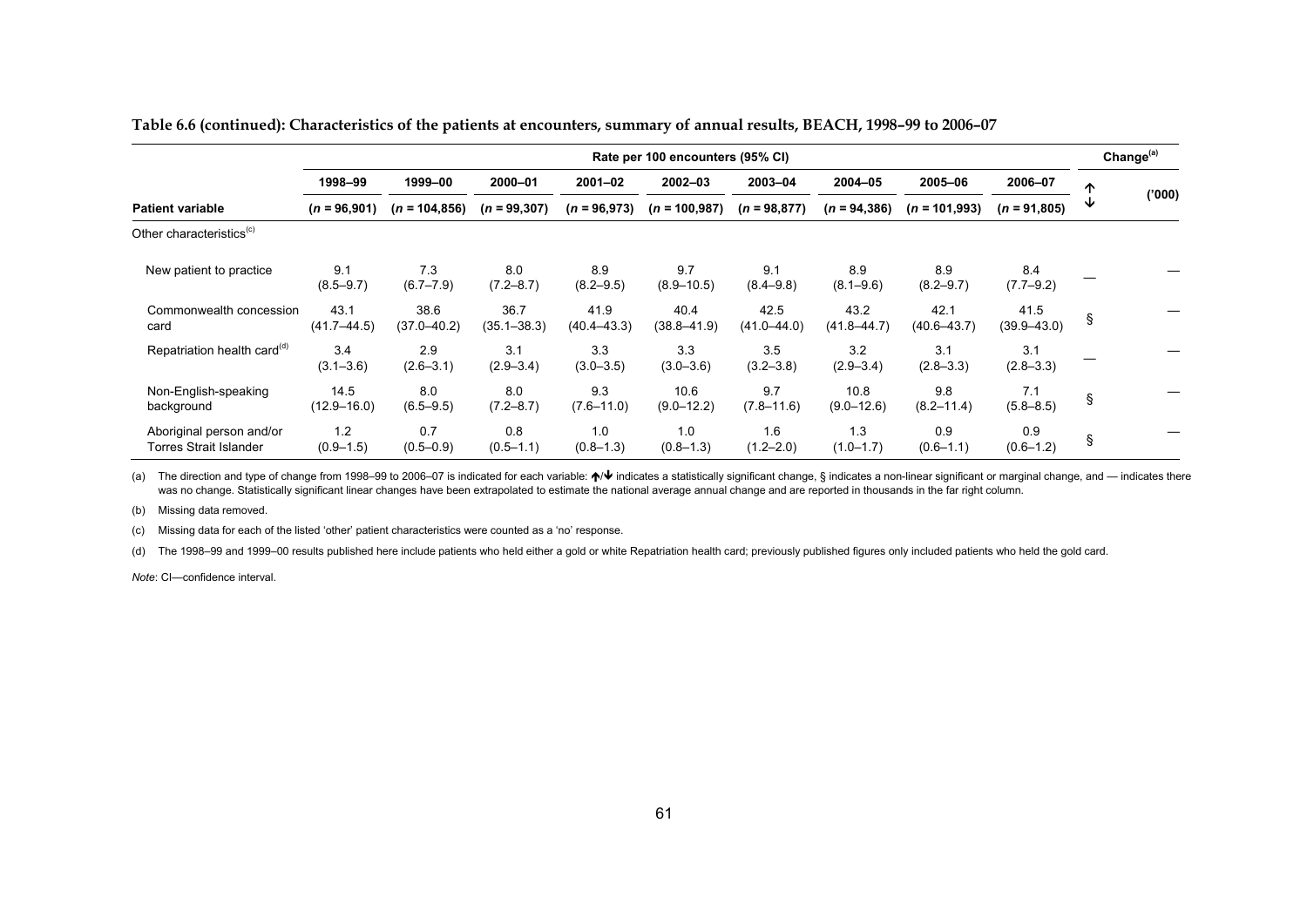**Table 6.6 (continued): Characteristics of the patients at encounters, summary of annual results, BEACH, 1998–99 to 2006–07**

| | Rate per 100 encounters (95% CI) | | | | | | | | | Change[(a)] | |
|---|---|---|---|---|---|---|---|---|---|---|---|
| | 1998–99 | 1999–00 | 2000–01 | 2001–02 | 2002–03 | 2003–04 | 2004–05 | 2005–06 | 2006–07 | ↑ ↓ | ('000) |
| **Patient variable** | (*n* = 96,901) | (*n* = 104,856) | (*n* = 99,307) | (*n* = 96,973) | (*n* = 100,987) | (*n* = 98,877) | (*n* = 94,386) | (*n* = 101,993) | (*n* = 91,805) | | |
| Other characteristics[(c)] | | | | | | | | | | | |
| New patient to practice | 9.1 (8.5–9.7) | 7.3 (6.7–7.9) | 8.0 (7.2–8.7) | 8.9 (8.2–9.5) | 9.7 (8.9–10.5) | 9.1 (8.4–9.8) | 8.9 (8.1–9.6) | 8.9 (8.2–9.7) | 8.4 (7.7–9.2) | — | — |
| Commonwealth concession card | 43.1 (41.7–44.5) | 38.6 (37.0–40.2) | 36.7 (35.1–38.3) | 41.9 (40.4–43.3) | 40.4 (38.8–41.9) | 42.5 (41.0–44.0) | 43.2 (41.8–44.7) | 42.1 (40.6–43.7) | 41.5 (39.9–43.0) | § | — |
| Repatriation health card[(d)] | 3.4 (3.1–3.6) | 2.9 (2.6–3.1) | 3.1 (2.9–3.4) | 3.3 (3.0–3.5) | 3.3 (3.0–3.6) | 3.5 (3.2–3.8) | 3.2 (2.9–3.4) | 3.1 (2.8–3.3) | 3.1 (2.8–3.3) | — | — |
| Non-English-speaking background | 14.5 (12.9–16.0) | 8.0 (6.5–9.5) | 8.0 (7.2–8.7) | 9.3 (7.6–11.0) | 10.6 (9.0–12.2) | 9.7 (7.8–11.6) | 10.8 (9.0–12.6) | 9.8 (8.2–11.4) | 7.1 (5.8–8.5) | § | — |
| Aboriginal person and/or Torres Strait Islander | 1.2 (0.9–1.5) | 0.7 (0.5–0.9) | 0.8 (0.5–1.1) | 1.0 (0.8–1.3) | 1.0 (0.8–1.3) | 1.6 (1.2–2.0) | 1.3 (1.0–1.7) | 0.9 (0.6–1.1) | 0.9 (0.6–1.2) | § | — |

(a) The direction and type of change from 1998–99 to 2006–07 is indicated for each variable: ↑/↓ indicates a statistically significant change, § indicates a non-linear significant or marginal change, and — indicates there was no change. Statistically significant linear changes have been extrapolated to estimate the national average annual change and are reported in thousands in the far right column.

(b) Missing data removed.

(c) Missing data for each of the listed 'other' patient characteristics were counted as a 'no' response.

(d) The 1998–99 and 1999–00 results published here include patients who held either a gold or white Repatriation health card; previously published figures only included patients who held the gold card.

*Note*: CI—confidence interval.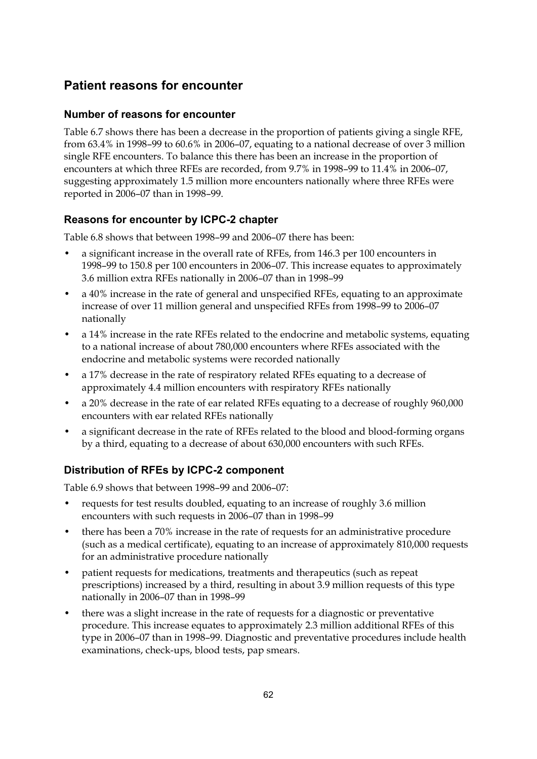## Patient reasons for encounter

### Number of reasons for encounter

Table 6.7 shows there has been a decrease in the proportion of patients giving a single RFE, from 63.4% in 1998–99 to 60.6% in 2006–07, equating to a national decrease of over 3 million single RFE encounters. To balance this there has been an increase in the proportion of encounters at which three RFEs are recorded, from 9.7% in 1998–99 to 11.4% in 2006–07, suggesting approximately 1.5 million more encounters nationally where three RFEs were reported in 2006–07 than in 1998–99.

### Reasons for encounter by ICPC-2 chapter

Table 6.8 shows that between 1998–99 and 2006–07 there has been:

- a significant increase in the overall rate of RFEs, from 146.3 per 100 encounters in 1998–99 to 150.8 per 100 encounters in 2006–07. This increase equates to approximately 3.6 million extra RFEs nationally in 2006–07 than in 1998–99
- a 40% increase in the rate of general and unspecified RFEs, equating to an approximate increase of over 11 million general and unspecified RFEs from 1998–99 to 2006–07 nationally
- a 14% increase in the rate RFEs related to the endocrine and metabolic systems, equating to a national increase of about 780,000 encounters where RFEs associated with the endocrine and metabolic systems were recorded nationally
- a 17% decrease in the rate of respiratory related RFEs equating to a decrease of approximately 4.4 million encounters with respiratory RFEs nationally
- a 20% decrease in the rate of ear related RFEs equating to a decrease of roughly 960,000 encounters with ear related RFEs nationally
- a significant decrease in the rate of RFEs related to the blood and blood-forming organs by a third, equating to a decrease of about 630,000 encounters with such RFEs.

### Distribution of RFEs by ICPC-2 component

Table 6.9 shows that between 1998–99 and 2006–07:

- requests for test results doubled, equating to an increase of roughly 3.6 million encounters with such requests in 2006–07 than in 1998–99
- there has been a 70% increase in the rate of requests for an administrative procedure (such as a medical certificate), equating to an increase of approximately 810,000 requests for an administrative procedure nationally
- patient requests for medications, treatments and therapeutics (such as repeat prescriptions) increased by a third, resulting in about 3.9 million requests of this type nationally in 2006–07 than in 1998–99
- there was a slight increase in the rate of requests for a diagnostic or preventative procedure. This increase equates to approximately 2.3 million additional RFEs of this type in 2006–07 than in 1998–99. Diagnostic and preventative procedures include health examinations, check-ups, blood tests, pap smears.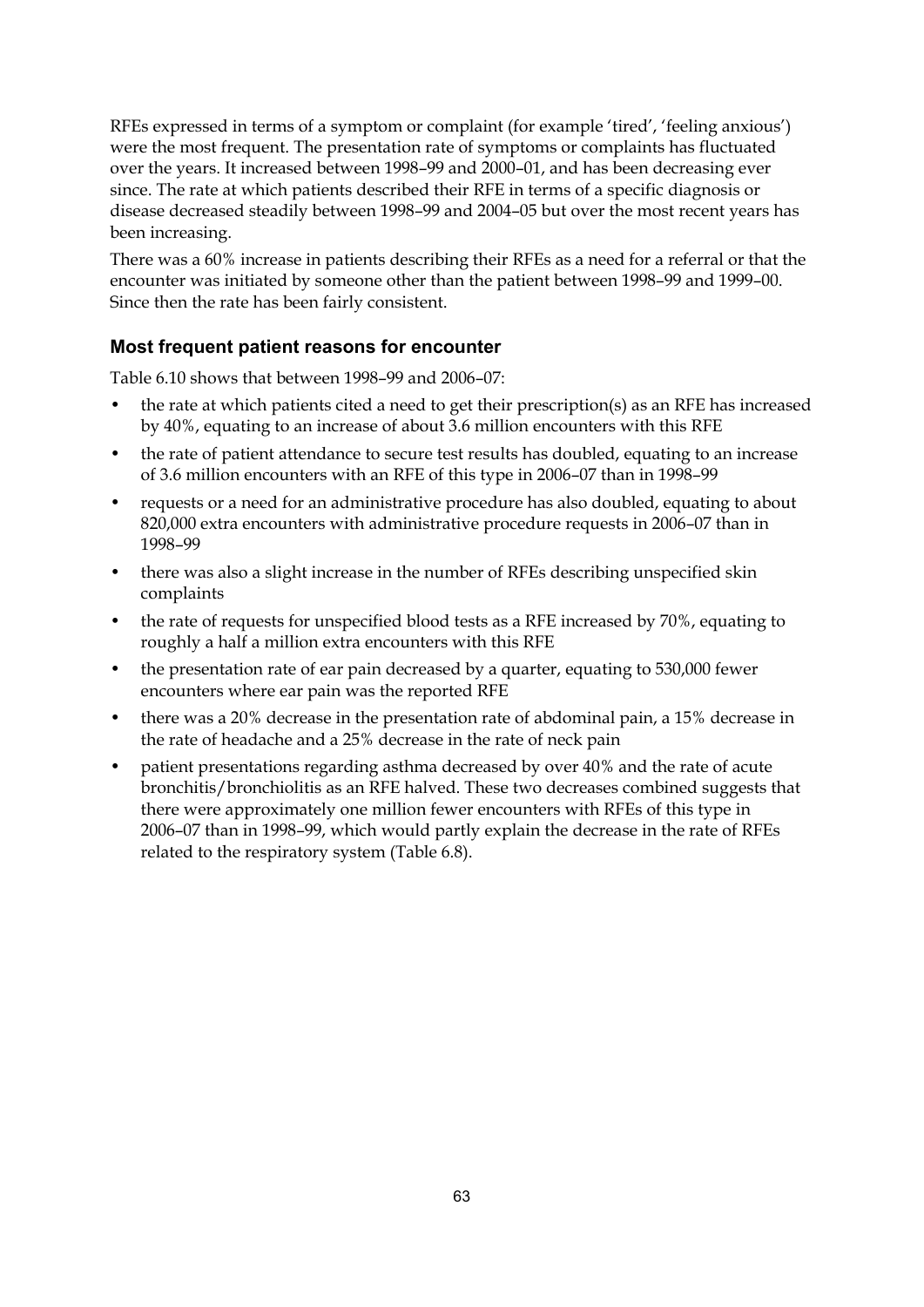RFEs expressed in terms of a symptom or complaint (for example 'tired', 'feeling anxious') were the most frequent. The presentation rate of symptoms or complaints has fluctuated over the years. It increased between 1998–99 and 2000–01, and has been decreasing ever since. The rate at which patients described their RFE in terms of a specific diagnosis or disease decreased steadily between 1998–99 and 2004–05 but over the most recent years has been increasing.

There was a 60% increase in patients describing their RFEs as a need for a referral or that the encounter was initiated by someone other than the patient between 1998–99 and 1999–00. Since then the rate has been fairly consistent.

### Most frequent patient reasons for encounter

Table 6.10 shows that between 1998–99 and 2006–07:

- the rate at which patients cited a need to get their prescription(s) as an RFE has increased by 40%, equating to an increase of about 3.6 million encounters with this RFE
- the rate of patient attendance to secure test results has doubled, equating to an increase of 3.6 million encounters with an RFE of this type in 2006–07 than in 1998–99
- requests or a need for an administrative procedure has also doubled, equating to about 820,000 extra encounters with administrative procedure requests in 2006–07 than in 1998–99
- there was also a slight increase in the number of RFEs describing unspecified skin complaints
- the rate of requests for unspecified blood tests as a RFE increased by 70%, equating to roughly a half a million extra encounters with this RFE
- the presentation rate of ear pain decreased by a quarter, equating to 530,000 fewer encounters where ear pain was the reported RFE
- there was a 20% decrease in the presentation rate of abdominal pain, a 15% decrease in the rate of headache and a 25% decrease in the rate of neck pain
- patient presentations regarding asthma decreased by over 40% and the rate of acute bronchitis/bronchiolitis as an RFE halved. These two decreases combined suggests that there were approximately one million fewer encounters with RFEs of this type in 2006–07 than in 1998–99, which would partly explain the decrease in the rate of RFEs related to the respiratory system (Table 6.8).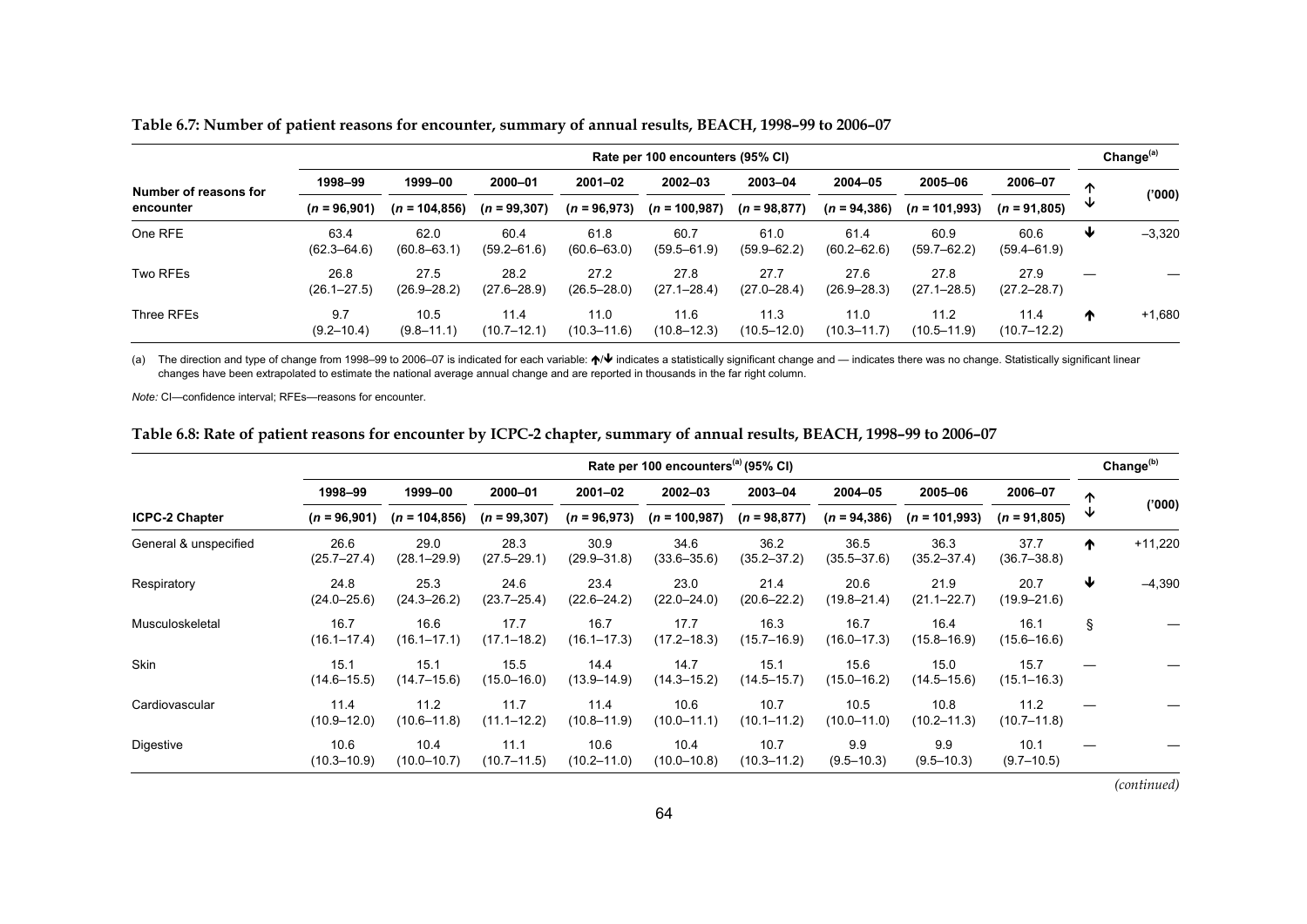**Table 6.7: Number of patient reasons for encounter, summary of annual results, BEACH, 1998–99 to 2006–07**

| | Rate per 100 encounters (95% CI) | | | | | | | | | Change[(a)] | |
|---|---|---|---|---|---|---|---|---|---|---|---|
| Number of reasons for encounter | 1998–99 ($n$ = 96,901) | 1999–00 ($n$ = 104,856) | 2000–01 ($n$ = 99,307) | 2001–02 ($n$ = 96,973) | 2002–03 ($n$ = 100,987) | 2003–04 ($n$ = 98,877) | 2004–05 ($n$ = 94,386) | 2005–06 ($n$ = 101,993) | 2006–07 ($n$ = 91,805) | ↑↓ | ('000) |
| One RFE | 63.4 (62.3–64.6) | 62.0 (60.8–63.1) | 60.4 (59.2–61.6) | 61.8 (60.6–63.0) | 60.7 (59.5–61.9) | 61.0 (59.9–62.2) | 61.4 (60.2–62.6) | 60.9 (59.7–62.2) | 60.6 (59.4–61.9) | ↓ | –3,320 |
| Two RFEs | 26.8 (26.1–27.5) | 27.5 (26.9–28.2) | 28.2 (27.6–28.9) | 27.2 (26.5–28.0) | 27.8 (27.1–28.4) | 27.7 (27.0–28.4) | 27.6 (26.9–28.3) | 27.8 (27.1–28.5) | 27.9 (27.2–28.7) | — | — |
| Three RFEs | 9.7 (9.2–10.4) | 10.5 (9.8–11.1) | 11.4 (10.7–12.1) | 11.0 (10.3–11.6) | 11.6 (10.8–12.3) | 11.3 (10.5–12.0) | 11.0 (10.3–11.7) | 11.2 (10.5–11.9) | 11.4 (10.7–12.2) | ↑ | +1,680 |

(a) The direction and type of change from 1998–99 to 2006–07 is indicated for each variable: ↑/↓ indicates a statistically significant change and — indicates there was no change. Statistically significant linear changes have been extrapolated to estimate the national average annual change and are reported in thousands in the far right column.

*Note:* CI—confidence interval; RFEs—reasons for encounter.

**Table 6.8: Rate of patient reasons for encounter by ICPC-2 chapter, summary of annual results, BEACH, 1998–99 to 2006–07**

| | Rate per 100 encounters[(a)] (95% CI) | | | | | | | | | Change[(b)] | |
|---|---|---|---|---|---|---|---|---|---|---|---|
| ICPC-2 Chapter | 1998–99 ($n$ = 96,901) | 1999–00 ($n$ = 104,856) | 2000–01 ($n$ = 99,307) | 2001–02 ($n$ = 96,973) | 2002–03 ($n$ = 100,987) | 2003–04 ($n$ = 98,877) | 2004–05 ($n$ = 94,386) | 2005–06 ($n$ = 101,993) | 2006–07 ($n$ = 91,805) | ↑↓ | ('000) |
| General & unspecified | 26.6 (25.7–27.4) | 29.0 (28.1–29.9) | 28.3 (27.5–29.1) | 30.9 (29.9–31.8) | 34.6 (33.6–35.6) | 36.2 (35.2–37.2) | 36.5 (35.5–37.6) | 36.3 (35.2–37.4) | 37.7 (36.7–38.8) | ↑ | +11,220 |
| Respiratory | 24.8 (24.0–25.6) | 25.3 (24.3–26.2) | 24.6 (23.7–25.4) | 23.4 (22.6–24.2) | 23.0 (22.0–24.0) | 21.4 (20.6–22.2) | 20.6 (19.8–21.4) | 21.9 (21.1–22.7) | 20.7 (19.9–21.6) | ↓ | –4,390 |
| Musculoskeletal | 16.7 (16.1–17.4) | 16.6 (16.1–17.1) | 17.7 (17.1–18.2) | 16.7 (16.1–17.3) | 17.7 (17.2–18.3) | 16.3 (15.7–16.9) | 16.7 (16.0–17.3) | 16.4 (15.8–16.9) | 16.1 (15.6–16.6) | § | — |
| Skin | 15.1 (14.6–15.5) | 15.1 (14.7–15.6) | 15.5 (15.0–16.0) | 14.4 (13.9–14.9) | 14.7 (14.3–15.2) | 15.1 (14.5–15.7) | 15.6 (15.0–16.2) | 15.0 (14.5–15.6) | 15.7 (15.1–16.3) | — | — |
| Cardiovascular | 11.4 (10.9–12.0) | 11.2 (10.6–11.8) | 11.7 (11.1–12.2) | 11.4 (10.8–11.9) | 10.6 (10.0–11.1) | 10.7 (10.1–11.2) | 10.5 (10.0–11.0) | 10.8 (10.2–11.3) | 11.2 (10.7–11.8) | — | — |
| Digestive | 10.6 (10.3–10.9) | 10.4 (10.0–10.7) | 11.1 (10.7–11.5) | 10.6 (10.2–11.0) | 10.4 (10.0–10.8) | 10.7 (10.3–11.2) | 9.9 (9.5–10.3) | 9.9 (9.5–10.3) | 10.1 (9.7–10.5) | — | — |

*(continued)*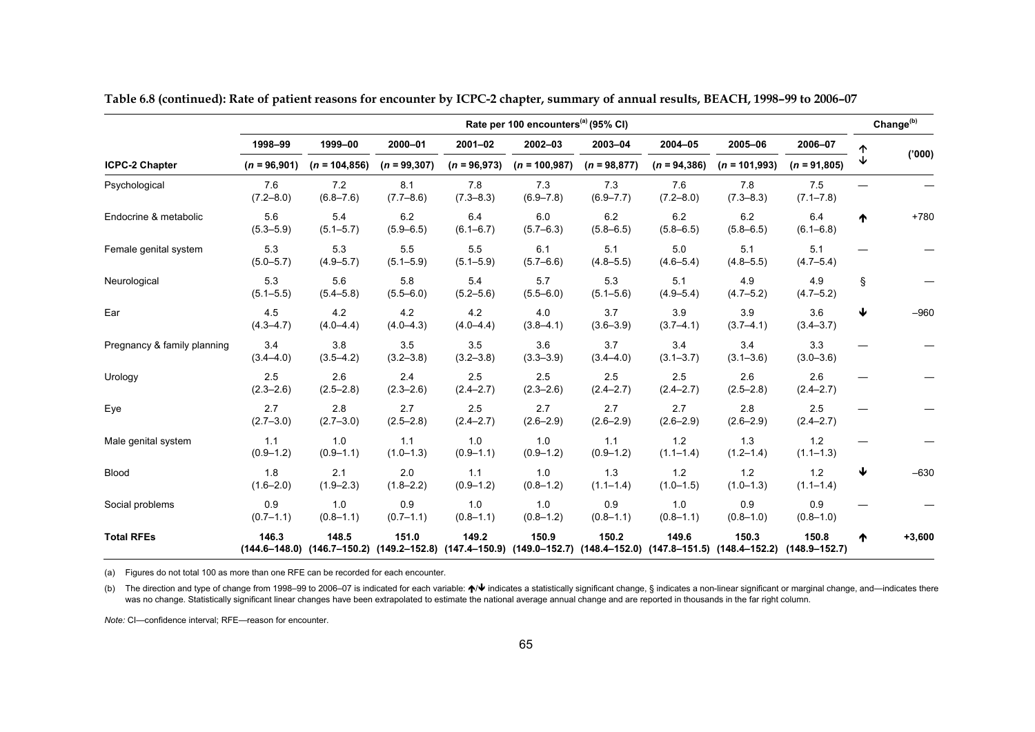**Table 6.8 (continued): Rate of patient reasons for encounter by ICPC-2 chapter, summary of annual results, BEACH, 1998–99 to 2006–07**

| | Rate per 100 encounters(a) (95% CI) | | | | | | | | | Change(b) | |
|---|---|---|---|---|---|---|---|---|---|---|---|
| | 1998–99 | 1999–00 | 2000–01 | 2001–02 | 2002–03 | 2003–04 | 2004–05 | 2005–06 | 2006–07 | ↑↓ | ('000) |
| **ICPC-2 Chapter** | (*n* = 96,901) | (*n* = 104,856) | (*n* = 99,307) | (*n* = 96,973) | (*n* = 100,987) | (*n* = 98,877) | (*n* = 94,386) | (*n* = 101,993) | (*n* = 91,805) | | |
| Psychological | 7.6 (7.2–8.0) | 7.2 (6.8–7.6) | 8.1 (7.7–8.6) | 7.8 (7.3–8.3) | 7.3 (6.9–7.8) | 7.3 (6.9–7.7) | 7.6 (7.2–8.0) | 7.8 (7.3–8.3) | 7.5 (7.1–7.8) | — | — |
| Endocrine & metabolic | 5.6 (5.3–5.9) | 5.4 (5.1–5.7) | 6.2 (5.9–6.5) | 6.4 (6.1–6.7) | 6.0 (5.7–6.3) | 6.2 (5.8–6.5) | 6.2 (5.8–6.5) | 6.2 (5.8–6.5) | 6.4 (6.1–6.8) | ↑ | +780 |
| Female genital system | 5.3 (5.0–5.7) | 5.3 (4.9–5.7) | 5.5 (5.1–5.9) | 5.5 (5.1–5.9) | 6.1 (5.7–6.6) | 5.1 (4.8–5.5) | 5.0 (4.6–5.4) | 5.1 (4.8–5.5) | 5.1 (4.7–5.4) | — | — |
| Neurological | 5.3 (5.1–5.5) | 5.6 (5.4–5.8) | 5.8 (5.5–6.0) | 5.4 (5.2–5.6) | 5.7 (5.5–6.0) | 5.3 (5.1–5.6) | 5.1 (4.9–5.4) | 4.9 (4.7–5.2) | 4.9 (4.7–5.2) | § | — |
| Ear | 4.5 (4.3–4.7) | 4.2 (4.0–4.4) | 4.2 (4.0–4.3) | 4.2 (4.0–4.4) | 4.0 (3.8–4.1) | 3.7 (3.6–3.9) | 3.9 (3.7–4.1) | 3.9 (3.7–4.1) | 3.6 (3.4–3.7) | ↓ | –960 |
| Pregnancy & family planning | 3.4 (3.4–4.0) | 3.8 (3.5–4.2) | 3.5 (3.2–3.8) | 3.5 (3.2–3.8) | 3.6 (3.3–3.9) | 3.7 (3.4–4.0) | 3.4 (3.1–3.7) | 3.4 (3.1–3.6) | 3.3 (3.0–3.6) | — | — |
| Urology | 2.5 (2.3–2.6) | 2.6 (2.5–2.8) | 2.4 (2.3–2.6) | 2.5 (2.4–2.7) | 2.5 (2.3–2.6) | 2.5 (2.4–2.7) | 2.5 (2.4–2.7) | 2.6 (2.5–2.8) | 2.6 (2.4–2.7) | — | — |
| Eye | 2.7 (2.7–3.0) | 2.8 (2.7–3.0) | 2.7 (2.5–2.8) | 2.5 (2.4–2.7) | 2.7 (2.6–2.9) | 2.7 (2.6–2.9) | 2.7 (2.6–2.9) | 2.8 (2.6–2.9) | 2.5 (2.4–2.7) | — | — |
| Male genital system | 1.1 (0.9–1.2) | 1.0 (0.9–1.1) | 1.1 (1.0–1.3) | 1.0 (0.9–1.1) | 1.0 (0.9–1.2) | 1.1 (0.9–1.2) | 1.2 (1.1–1.4) | 1.3 (1.2–1.4) | 1.2 (1.1–1.3) | — | — |
| Blood | 1.8 (1.6–2.0) | 2.1 (1.9–2.3) | 2.0 (1.8–2.2) | 1.1 (0.9–1.2) | 1.0 (0.8–1.2) | 1.3 (1.1–1.4) | 1.2 (1.0–1.5) | 1.2 (1.0–1.3) | 1.2 (1.1–1.4) | ↓ | –630 |
| Social problems | 0.9 (0.7–1.1) | 1.0 (0.8–1.1) | 0.9 (0.7–1.1) | 1.0 (0.8–1.1) | 1.0 (0.8–1.2) | 0.9 (0.8–1.1) | 1.0 (0.8–1.1) | 0.9 (0.8–1.0) | 0.9 (0.8–1.0) | — | — |
| **Total RFEs** | **146.3** (144.6–148.0) | **148.5** (146.7–150.2) | **151.0** (149.2–152.8) | **149.2** (147.4–150.9) | **150.9** (149.0–152.7) | **150.2** (148.4–152.0) | **149.6** (147.8–151.5) | **150.3** (148.4–152.2) | **150.8** (148.9–152.7) | ↑ | **+3,600** |

(a) Figures do not total 100 as more than one RFE can be recorded for each encounter.

(b) The direction and type of change from 1998–99 to 2006–07 is indicated for each variable: ↑/↓ indicates a statistically significant change, § indicates a non-linear significant or marginal change, and—indicates there was no change. Statistically significant linear changes have been extrapolated to estimate the national average annual change and are reported in thousands in the far right column.

*Note:* CI—confidence interval; RFE—reason for encounter.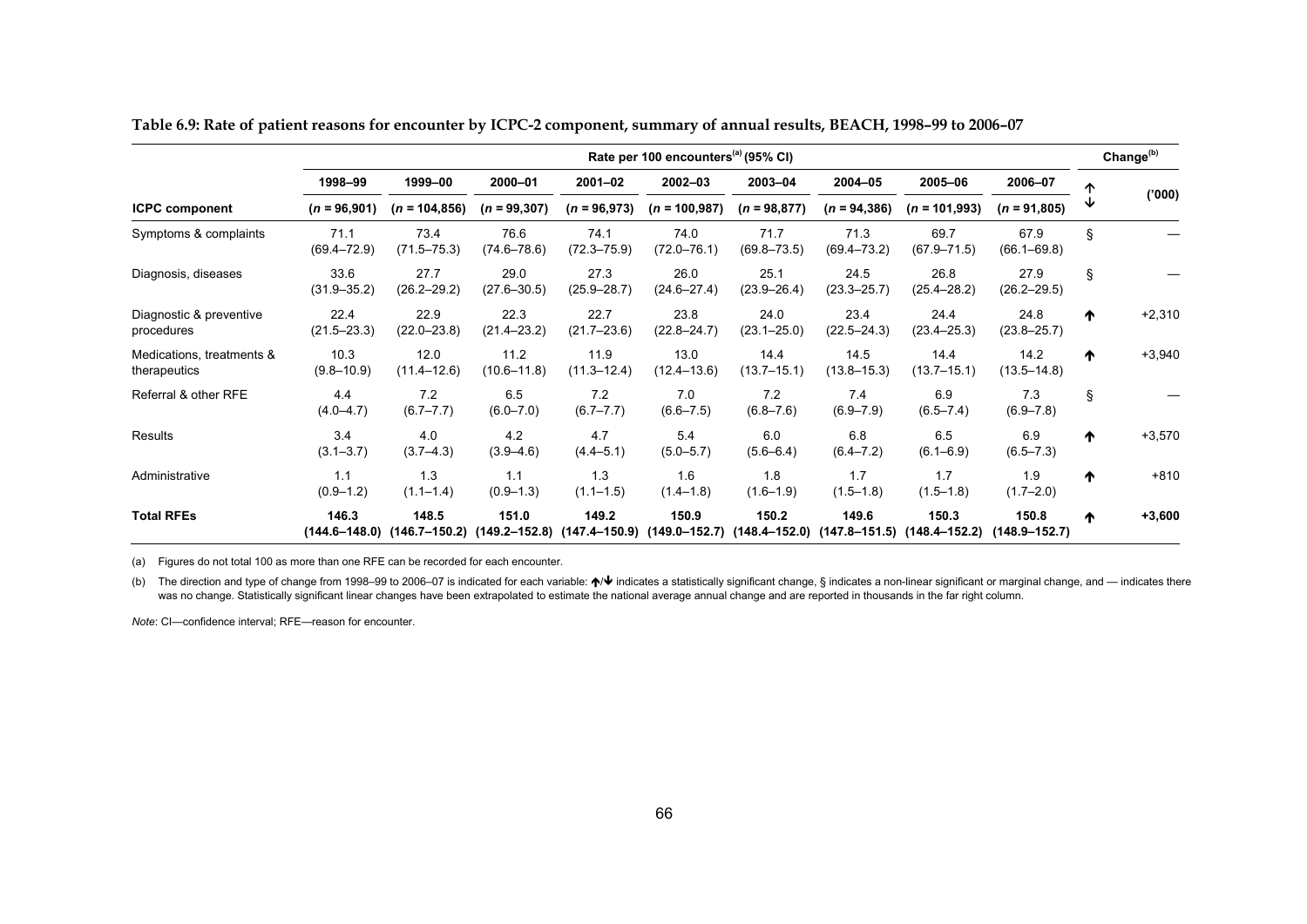**Table 6.9: Rate of patient reasons for encounter by ICPC-2 component, summary of annual results, BEACH, 1998–99 to 2006–07**

| | Rate per 100 encounters[(a)] (95% CI) | | | | | | | | | Change[(b)] | |
|---|---|---|---|---|---|---|---|---|---|---|---|
| | 1998–99 | 1999–00 | 2000–01 | 2001–02 | 2002–03 | 2003–04 | 2004–05 | 2005–06 | 2006–07 | ↑ ↓ | ('000) |
| **ICPC component** | (*n* = 96,901) | (*n* = 104,856) | (*n* = 99,307) | (*n* = 96,973) | (*n* = 100,987) | (*n* = 98,877) | (*n* = 94,386) | (*n* = 101,993) | (*n* = 91,805) | | |
| Symptoms & complaints | 71.1 (69.4–72.9) | 73.4 (71.5–75.3) | 76.6 (74.6–78.6) | 74.1 (72.3–75.9) | 74.0 (72.0–76.1) | 71.7 (69.8–73.5) | 71.3 (69.4–73.2) | 69.7 (67.9–71.5) | 67.9 (66.1–69.8) | § | — |
| Diagnosis, diseases | 33.6 (31.9–35.2) | 27.7 (26.2–29.2) | 29.0 (27.6–30.5) | 27.3 (25.9–28.7) | 26.0 (24.6–27.4) | 25.1 (23.9–26.4) | 24.5 (23.3–25.7) | 26.8 (25.4–28.2) | 27.9 (26.2–29.5) | § | — |
| Diagnostic & preventive procedures | 22.4 (21.5–23.3) | 22.9 (22.0–23.8) | 22.3 (21.4–23.2) | 22.7 (21.7–23.6) | 23.8 (22.8–24.7) | 24.0 (23.1–25.0) | 23.4 (22.5–24.3) | 24.4 (23.4–25.3) | 24.8 (23.8–25.7) | ↑ | +2,310 |
| Medications, treatments & therapeutics | 10.3 (9.8–10.9) | 12.0 (11.4–12.6) | 11.2 (10.6–11.8) | 11.9 (11.3–12.4) | 13.0 (12.4–13.6) | 14.4 (13.7–15.1) | 14.5 (13.8–15.3) | 14.4 (13.7–15.1) | 14.2 (13.5–14.8) | ↑ | +3,940 |
| Referral & other RFE | 4.4 (4.0–4.7) | 7.2 (6.7–7.7) | 6.5 (6.0–7.0) | 7.2 (6.7–7.7) | 7.0 (6.6–7.5) | 7.2 (6.8–7.6) | 7.4 (6.9–7.9) | 6.9 (6.5–7.4) | 7.3 (6.9–7.8) | § | — |
| Results | 3.4 (3.1–3.7) | 4.0 (3.7–4.3) | 4.2 (3.9–4.6) | 4.7 (4.4–5.1) | 5.4 (5.0–5.7) | 6.0 (5.6–6.4) | 6.8 (6.4–7.2) | 6.5 (6.1–6.9) | 6.9 (6.5–7.3) | ↑ | +3,570 |
| Administrative | 1.1 (0.9–1.2) | 1.3 (1.1–1.4) | 1.1 (0.9–1.3) | 1.3 (1.1–1.5) | 1.6 (1.4–1.8) | 1.8 (1.6–1.9) | 1.7 (1.5–1.8) | 1.7 (1.5–1.8) | 1.9 (1.7–2.0) | ↑ | +810 |
| **Total RFEs** | **146.3 (144.6–148.0)** | **148.5 (146.7–150.2)** | **151.0 (149.2–152.8)** | **149.2 (147.4–150.9)** | **150.9 (149.0–152.7)** | **150.2 (148.4–152.0)** | **149.6 (147.8–151.5)** | **150.3 (148.4–152.2)** | **150.8 (148.9–152.7)** | ↑ | **+3,600** |

(a) Figures do not total 100 as more than one RFE can be recorded for each encounter.

(b) The direction and type of change from 1998–99 to 2006–07 is indicated for each variable: ↑/↓ indicates a statistically significant change, § indicates a non-linear significant or marginal change, and — indicates there was no change. Statistically significant linear changes have been extrapolated to estimate the national average annual change and are reported in thousands in the far right column.

*Note*: CI—confidence interval; RFE—reason for encounter.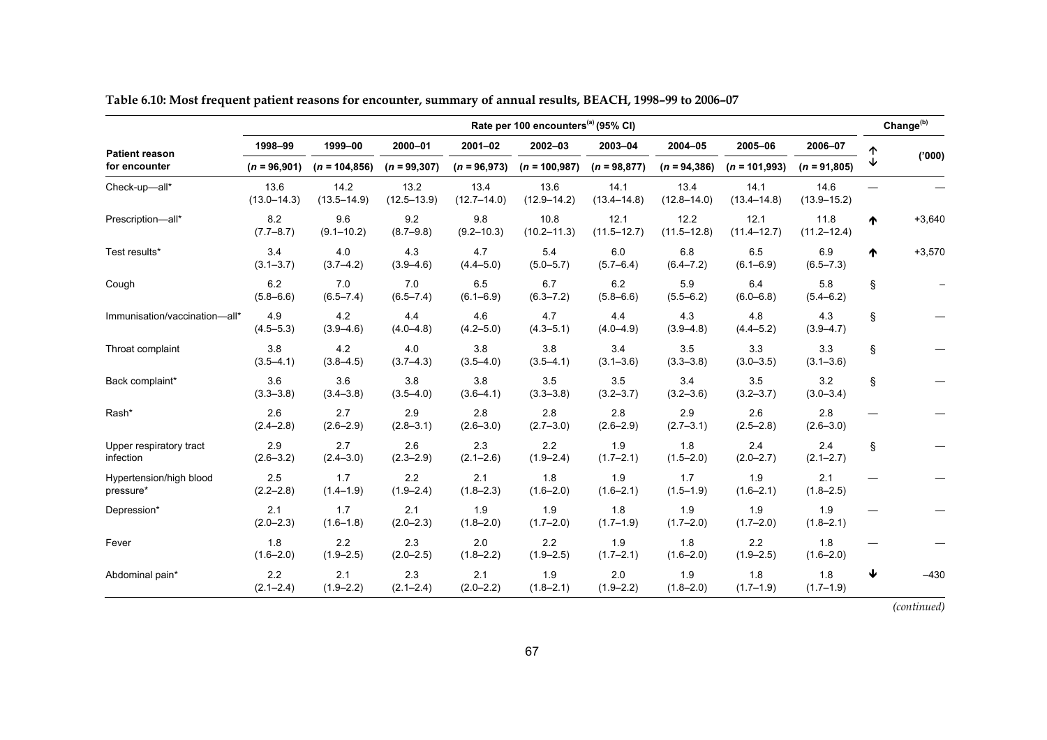**Table 6.10: Most frequent patient reasons for encounter, summary of annual results, BEACH, 1998–99 to 2006–07**

| Patient reason for encounter | Rate per 100 encounters[(a)] (95% CI) | | | | | | | | | Change[(b)] | |
|---|---|---|---|---|---|---|---|---|---|---|---|
| | 1998–99 (*n* = 96,901) | 1999–00 (*n* = 104,856) | 2000–01 (*n* = 99,307) | 2001–02 (*n* = 96,973) | 2002–03 (*n* = 100,987) | 2003–04 (*n* = 98,877) | 2004–05 (*n* = 94,386) | 2005–06 (*n* = 101,993) | 2006–07 (*n* = 91,805) | ↑↓ | ('000) |
| Check-up—all* | 13.6 (13.0–14.3) | 14.2 (13.5–14.9) | 13.2 (12.5–13.9) | 13.4 (12.7–14.0) | 13.6 (12.9–14.2) | 14.1 (13.4–14.8) | 13.4 (12.8–14.0) | 14.1 (13.4–14.8) | 14.6 (13.9–15.2) | — | — |
| Prescription—all* | 8.2 (7.7–8.7) | 9.6 (9.1–10.2) | 9.2 (8.7–9.8) | 9.8 (9.2–10.3) | 10.8 (10.2–11.3) | 12.1 (11.5–12.7) | 12.2 (11.5–12.8) | 12.1 (11.4–12.7) | 11.8 (11.2–12.4) | ↑ | +3,640 |
| Test results* | 3.4 (3.1–3.7) | 4.0 (3.7–4.2) | 4.3 (3.9–4.6) | 4.7 (4.4–5.0) | 5.4 (5.0–5.7) | 6.0 (5.7–6.4) | 6.8 (6.4–7.2) | 6.5 (6.1–6.9) | 6.9 (6.5–7.3) | ↑ | +3,570 |
| Cough | 6.2 (5.8–6.6) | 7.0 (6.5–7.4) | 7.0 (6.5–7.4) | 6.5 (6.1–6.9) | 6.7 (6.3–7.2) | 6.2 (5.8–6.6) | 5.9 (5.5–6.2) | 6.4 (6.0–6.8) | 5.8 (5.4–6.2) | § | – |
| Immunisation/vaccination—all* | 4.9 (4.5–5.3) | 4.2 (3.9–4.6) | 4.4 (4.0–4.8) | 4.6 (4.2–5.0) | 4.7 (4.3–5.1) | 4.4 (4.0–4.9) | 4.3 (3.9–4.8) | 4.8 (4.4–5.2) | 4.3 (3.9–4.7) | § | — |
| Throat complaint | 3.8 (3.5–4.1) | 4.2 (3.8–4.5) | 4.0 (3.7–4.3) | 3.8 (3.5–4.0) | 3.8 (3.5–4.1) | 3.4 (3.1–3.6) | 3.5 (3.3–3.8) | 3.3 (3.0–3.5) | 3.3 (3.1–3.6) | § | — |
| Back complaint* | 3.6 (3.3–3.8) | 3.6 (3.4–3.8) | 3.8 (3.5–4.0) | 3.8 (3.6–4.1) | 3.5 (3.3–3.8) | 3.5 (3.2–3.7) | 3.4 (3.2–3.6) | 3.5 (3.2–3.7) | 3.2 (3.0–3.4) | § | — |
| Rash* | 2.6 (2.4–2.8) | 2.7 (2.6–2.9) | 2.9 (2.8–3.1) | 2.8 (2.6–3.0) | 2.8 (2.7–3.0) | 2.8 (2.6–2.9) | 2.9 (2.7–3.1) | 2.6 (2.5–2.8) | 2.8 (2.6–3.0) | — | — |
| Upper respiratory tract infection | 2.9 (2.6–3.2) | 2.7 (2.4–3.0) | 2.6 (2.3–2.9) | 2.3 (2.1–2.6) | 2.2 (1.9–2.4) | 1.9 (1.7–2.1) | 1.8 (1.5–2.0) | 2.4 (2.0–2.7) | 2.4 (2.1–2.7) | § | — |
| Hypertension/high blood pressure* | 2.5 (2.2–2.8) | 1.7 (1.4–1.9) | 2.2 (1.9–2.4) | 2.1 (1.8–2.3) | 1.8 (1.6–2.0) | 1.9 (1.6–2.1) | 1.7 (1.5–1.9) | 1.9 (1.6–2.1) | 2.1 (1.8–2.5) | — | — |
| Depression* | 2.1 (2.0–2.3) | 1.7 (1.6–1.8) | 2.1 (2.0–2.3) | 1.9 (1.8–2.0) | 1.9 (1.7–2.0) | 1.8 (1.7–1.9) | 1.9 (1.7–2.0) | 1.9 (1.7–2.0) | 1.9 (1.8–2.1) | — | — |
| Fever | 1.8 (1.6–2.0) | 2.2 (1.9–2.5) | 2.3 (2.0–2.5) | 2.0 (1.8–2.2) | 2.2 (1.9–2.5) | 1.9 (1.7–2.1) | 1.8 (1.6–2.0) | 2.2 (1.9–2.5) | 1.8 (1.6–2.0) | — | — |
| Abdominal pain* | 2.2 (2.1–2.4) | 2.1 (1.9–2.2) | 2.3 (2.1–2.4) | 2.1 (2.0–2.2) | 1.9 (1.8–2.1) | 2.0 (1.9–2.2) | 1.9 (1.8–2.0) | 1.8 (1.7–1.9) | 1.8 (1.7–1.9) | ↓ | –430 |

*(continued)*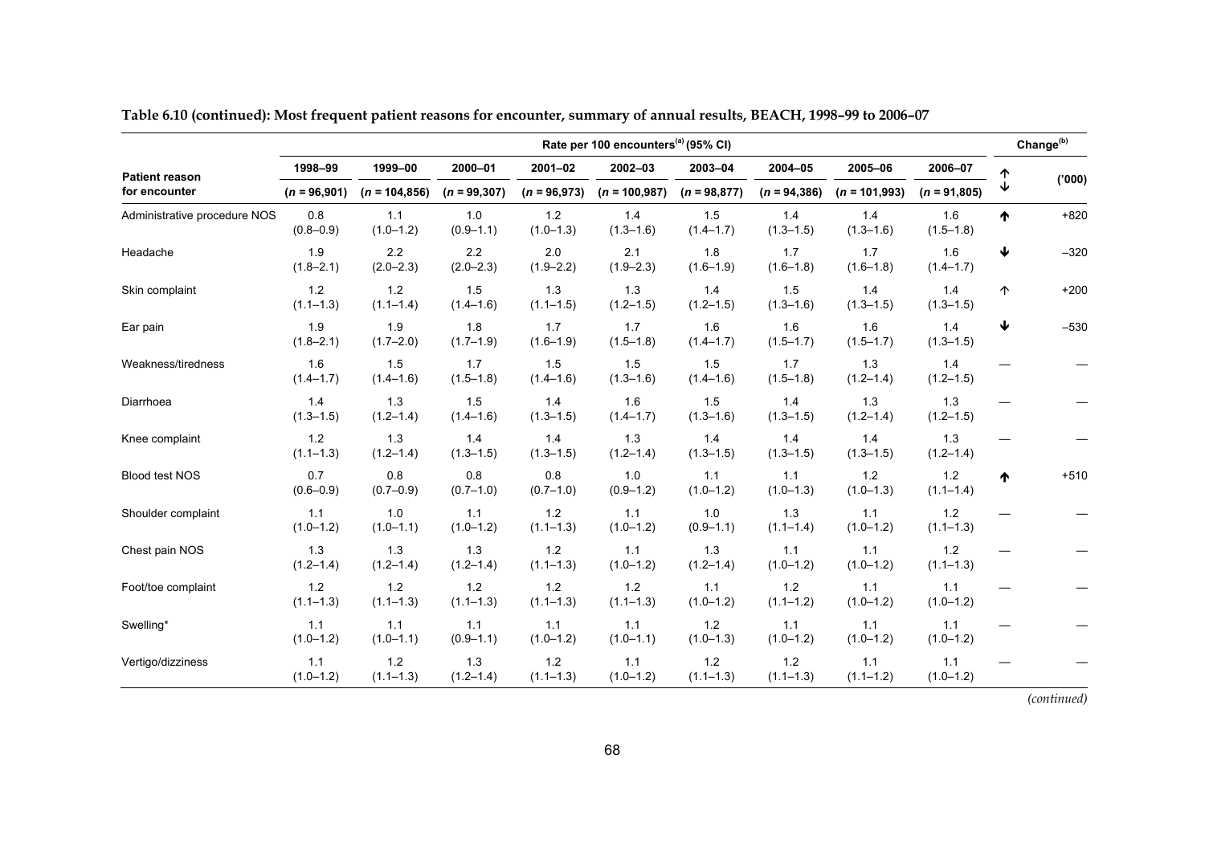**Table 6.10 (continued): Most frequent patient reasons for encounter, summary of annual results, BEACH, 1998–99 to 2006–07**

| Patient reason for encounter | Rate per 100 encounters[(a)] (95% CI) | | | | | | | | | Change[(b)] | |
|---|---|---|---|---|---|---|---|---|---|---|---|
| | 1998–99 (*n* = 96,901) | 1999–00 (*n* = 104,856) | 2000–01 (*n* = 99,307) | 2001–02 (*n* = 96,973) | 2002–03 (*n* = 100,987) | 2003–04 (*n* = 98,877) | 2004–05 (*n* = 94,386) | 2005–06 (*n* = 101,993) | 2006–07 (*n* = 91,805) | ↑↓ | ('000) |
| Administrative procedure NOS | 0.8 (0.8–0.9) | 1.1 (1.0–1.2) | 1.0 (0.9–1.1) | 1.2 (1.0–1.3) | 1.4 (1.3–1.6) | 1.5 (1.4–1.7) | 1.4 (1.3–1.5) | 1.4 (1.3–1.6) | 1.6 (1.5–1.8) | ↑ | +820 |
| Headache | 1.9 (1.8–2.1) | 2.2 (2.0–2.3) | 2.2 (2.0–2.3) | 2.0 (1.9–2.2) | 2.1 (1.9–2.3) | 1.8 (1.6–1.9) | 1.7 (1.6–1.8) | 1.7 (1.6–1.8) | 1.6 (1.4–1.7) | ↓ | –320 |
| Skin complaint | 1.2 (1.1–1.3) | 1.2 (1.1–1.4) | 1.5 (1.4–1.6) | 1.3 (1.1–1.5) | 1.3 (1.2–1.5) | 1.4 (1.2–1.5) | 1.5 (1.3–1.6) | 1.4 (1.3–1.5) | 1.4 (1.3–1.5) | ↑ | +200 |
| Ear pain | 1.9 (1.8–2.1) | 1.9 (1.7–2.0) | 1.8 (1.7–1.9) | 1.7 (1.6–1.9) | 1.7 (1.5–1.8) | 1.6 (1.4–1.7) | 1.6 (1.5–1.7) | 1.6 (1.5–1.7) | 1.4 (1.3–1.5) | ↓ | –530 |
| Weakness/tiredness | 1.6 (1.4–1.7) | 1.5 (1.4–1.6) | 1.7 (1.5–1.8) | 1.5 (1.4–1.6) | 1.5 (1.3–1.6) | 1.5 (1.4–1.6) | 1.7 (1.5–1.8) | 1.3 (1.2–1.4) | 1.4 (1.2–1.5) | — | — |
| Diarrhoea | 1.4 (1.3–1.5) | 1.3 (1.2–1.4) | 1.5 (1.4–1.6) | 1.4 (1.3–1.5) | 1.6 (1.4–1.7) | 1.5 (1.3–1.6) | 1.4 (1.3–1.5) | 1.3 (1.2–1.4) | 1.3 (1.2–1.5) | — | — |
| Knee complaint | 1.2 (1.1–1.3) | 1.3 (1.2–1.4) | 1.4 (1.3–1.5) | 1.4 (1.3–1.5) | 1.3 (1.2–1.4) | 1.4 (1.3–1.5) | 1.4 (1.3–1.5) | 1.4 (1.3–1.5) | 1.3 (1.2–1.4) | — | — |
| Blood test NOS | 0.7 (0.6–0.9) | 0.8 (0.7–0.9) | 0.8 (0.7–1.0) | 0.8 (0.7–1.0) | 1.0 (0.9–1.2) | 1.1 (1.0–1.2) | 1.1 (1.0–1.3) | 1.2 (1.0–1.3) | 1.2 (1.1–1.4) | ↑ | +510 |
| Shoulder complaint | 1.1 (1.0–1.2) | 1.0 (1.0–1.1) | 1.1 (1.0–1.2) | 1.2 (1.1–1.3) | 1.1 (1.0–1.2) | 1.0 (0.9–1.1) | 1.3 (1.1–1.4) | 1.1 (1.0–1.2) | 1.2 (1.1–1.3) | — | — |
| Chest pain NOS | 1.3 (1.2–1.4) | 1.3 (1.2–1.4) | 1.3 (1.2–1.4) | 1.2 (1.1–1.3) | 1.1 (1.0–1.2) | 1.3 (1.2–1.4) | 1.1 (1.0–1.2) | 1.1 (1.0–1.2) | 1.2 (1.1–1.3) | — | — |
| Foot/toe complaint | 1.2 (1.1–1.3) | 1.2 (1.1–1.3) | 1.2 (1.1–1.3) | 1.2 (1.1–1.3) | 1.2 (1.1–1.3) | 1.1 (1.0–1.2) | 1.2 (1.1–1.2) | 1.1 (1.0–1.2) | 1.1 (1.0–1.2) | — | — |
| Swelling* | 1.1 (1.0–1.2) | 1.1 (1.0–1.1) | 1.1 (0.9–1.1) | 1.1 (1.0–1.2) | 1.1 (1.0–1.1) | 1.2 (1.0–1.3) | 1.1 (1.0–1.2) | 1.1 (1.0–1.2) | 1.1 (1.0–1.2) | — | — |
| Vertigo/dizziness | 1.1 (1.0–1.2) | 1.2 (1.1–1.3) | 1.3 (1.2–1.4) | 1.2 (1.1–1.3) | 1.1 (1.0–1.2) | 1.2 (1.1–1.3) | 1.2 (1.1–1.3) | 1.1 (1.1–1.2) | 1.1 (1.0–1.2) | — | — |

*(continued)*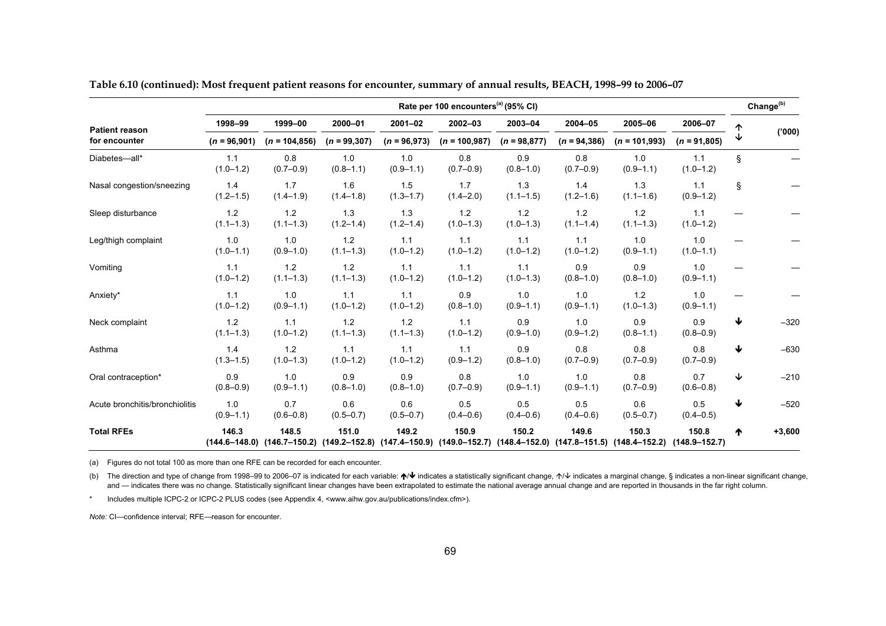**Table 6.10 (continued): Most frequent patient reasons for encounter, summary of annual results, BEACH, 1998–99 to 2006–07**

| Patient reason for encounter | Rate per 100 encounters[(a)] (95% CI) | | | | | | | | | Change[(b)] | |
|---|---|---|---|---|---|---|---|---|---|---|---|
| | 1998–99 (*n* = 96,901) | 1999–00 (*n* = 104,856) | 2000–01 (*n* = 99,307) | 2001–02 (*n* = 96,973) | 2002–03 (*n* = 100,987) | 2003–04 (*n* = 98,877) | 2004–05 (*n* = 94,386) | 2005–06 (*n* = 101,993) | 2006–07 (*n* = 91,805) | ↑ ↓ | ('000) |
| Diabetes—all* | 1.1 (1.0–1.2) | 0.8 (0.7–0.9) | 1.0 (0.8–1.1) | 1.0 (0.9–1.1) | 0.8 (0.7–0.9) | 0.9 (0.8–1.0) | 0.8 (0.7–0.9) | 1.0 (0.9–1.1) | 1.1 (1.0–1.2) | § | — |
| Nasal congestion/sneezing | 1.4 (1.2–1.5) | 1.7 (1.4–1.9) | 1.6 (1.4–1.8) | 1.5 (1.3–1.7) | 1.7 (1.4–2.0) | 1.3 (1.1–1.5) | 1.4 (1.2–1.6) | 1.3 (1.1–1.6) | 1.1 (0.9–1.2) | § | — |
| Sleep disturbance | 1.2 (1.1–1.3) | 1.2 (1.1–1.3) | 1.3 (1.2–1.4) | 1.3 (1.2–1.4) | 1.2 (1.0–1.3) | 1.2 (1.0–1.3) | 1.2 (1.1–1.4) | 1.2 (1.1–1.3) | 1.1 (1.0–1.2) | — | — |
| Leg/thigh complaint | 1.0 (1.0–1.1) | 1.0 (0.9–1.0) | 1.2 (1.1–1.3) | 1.1 (1.0–1.2) | 1.1 (1.0–1.2) | 1.1 (1.0–1.2) | 1.1 (1.0–1.2) | 1.0 (0.9–1.1) | 1.0 (1.0–1.1) | — | — |
| Vomiting | 1.1 (1.0–1.2) | 1.2 (1.1–1.3) | 1.2 (1.1–1.3) | 1.1 (1.0–1.2) | 1.1 (1.0–1.2) | 1.1 (1.0–1.3) | 0.9 (0.8–1.0) | 0.9 (0.8–1.0) | 1.0 (0.9–1.1) | — | — |
| Anxiety* | 1.1 (1.0–1.2) | 1.0 (0.9–1.1) | 1.1 (1.0–1.2) | 1.1 (1.0–1.2) | 0.9 (0.8–1.0) | 1.0 (0.9–1.1) | 1.0 (0.9–1.1) | 1.2 (1.0–1.3) | 1.0 (0.9–1.1) | — | — |
| Neck complaint | 1.2 (1.1–1.3) | 1.1 (1.0–1.2) | 1.2 (1.1–1.3) | 1.2 (1.1–1.3) | 1.1 (1.0–1.2) | 0.9 (0.9–1.0) | 1.0 (0.9–1.2) | 0.9 (0.8–1.1) | 0.9 (0.8–0.9) | ↓ | –320 |
| Asthma | 1.4 (1.3–1.5) | 1.2 (1.0–1.3) | 1.1 (1.0–1.2) | 1.1 (1.0–1.2) | 1.1 (0.9–1.2) | 0.9 (0.8–1.0) | 0.8 (0.7–0.9) | 0.8 (0.7–0.9) | 0.8 (0.7–0.9) | ↓ | –630 |
| Oral contraception* | 0.9 (0.8–0.9) | 1.0 (0.9–1.1) | 0.9 (0.8–1.0) | 0.9 (0.8–1.0) | 0.8 (0.7–0.9) | 1.0 (0.9–1.1) | 1.0 (0.9–1.1) | 0.8 (0.7–0.9) | 0.7 (0.6–0.8) | ↓ | –210 |
| Acute bronchitis/bronchiolitis | 1.0 (0.9–1.1) | 0.7 (0.6–0.8) | 0.6 (0.5–0.7) | 0.6 (0.5–0.7) | 0.5 (0.4–0.6) | 0.5 (0.4–0.6) | 0.5 (0.4–0.6) | 0.6 (0.5–0.7) | 0.5 (0.4–0.5) | ↓ | –520 |
| **Total RFEs** | **146.3 (144.6–148.0)** | **148.5 (146.7–150.2)** | **151.0 (149.2–152.8)** | **149.2 (147.4–150.9)** | **150.9 (149.0–152.7)** | **150.2 (148.4–152.0)** | **149.6 (147.8–151.5)** | **150.3 (148.4–152.2)** | **150.8 (148.9–152.7)** | **↑** | **+3,600** |

(a) Figures do not total 100 as more than one RFE can be recorded for each encounter.

(b) The direction and type of change from 1998–99 to 2006–07 is indicated for each variable: ↑/↓ indicates a statistically significant change, ↑/↓ indicates a marginal change, § indicates a non-linear significant change, and — indicates there was no change. Statistically significant linear changes have been extrapolated to estimate the national average annual change and are reported in thousands in the far right column.

\* Includes multiple ICPC-2 or ICPC-2 PLUS codes (see Appendix 4, <www.aihw.gov.au/publications/index.cfm>).

*Note:* CI—confidence interval; RFE—reason for encounter.